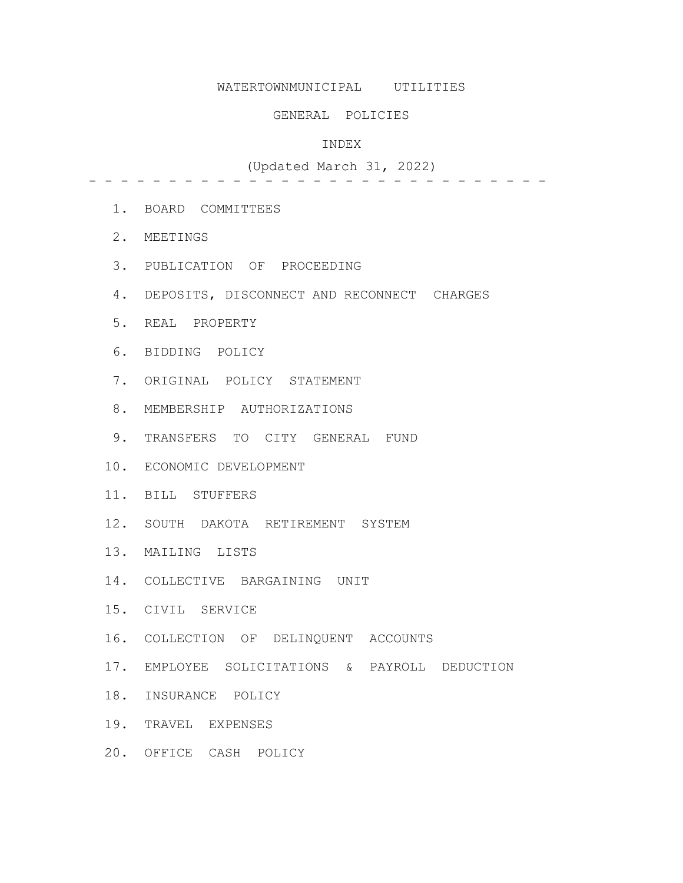# WATERTOWNMUNICIPAL UTILITIES

## GENERAL POLICIES

## INDEX

(Updated March 31, 2022)

- - - - - - - - - - - - - - - - - - - - - - - - - - - - - -

1. BOARD COMMITTEES
2. MEETINGS
3. PUBLICATION OF PROCEEDING
4. DEPOSITS, DISCONNECT AND RECONNECT CHARGES
5. REAL PROPERTY
6. BIDDING POLICY
7. ORIGINAL POLICY STATEMENT
8. MEMBERSHIP AUTHORIZATIONS
9. TRANSFERS TO CITY GENERAL FUND
10. ECONOMIC DEVELOPMENT
11. BILL STUFFERS
12. SOUTH DAKOTA RETIREMENT SYSTEM
13. MAILING LISTS
14. COLLECTIVE BARGAINING UNIT
15. CIVIL SERVICE
16. COLLECTION OF DELINQUENT ACCOUNTS
17. EMPLOYEE SOLICITATIONS & PAYROLL DEDUCTION
18. INSURANCE POLICY
19. TRAVEL EXPENSES
20. OFFICE CASH POLICY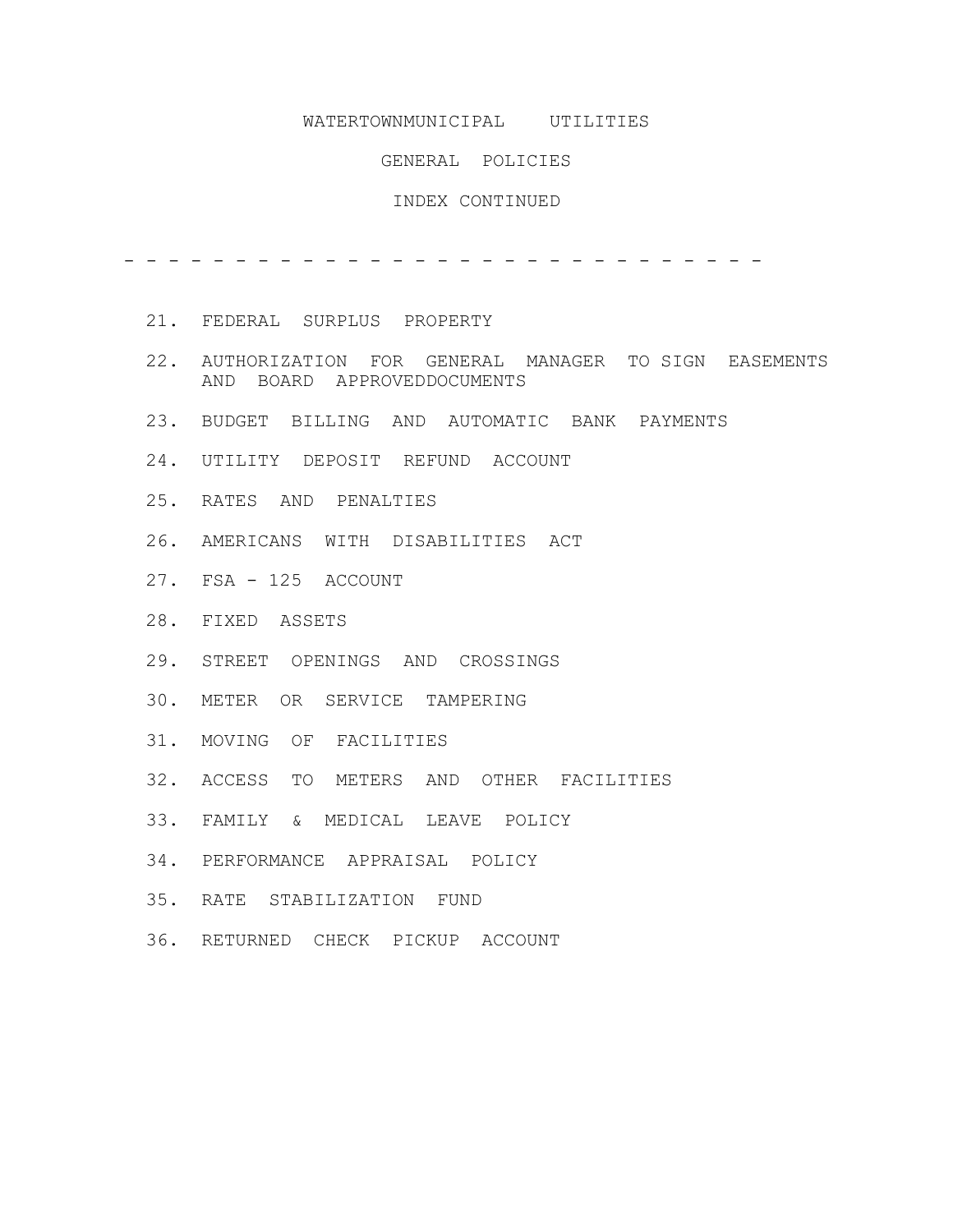# WATERTOWNMUNICIPAL UTILITIES

## GENERAL POLICIES

### INDEX CONTINUED

- - - - - - - - - - - - - - - - - - - - - - - - - - - - - - -

21. FEDERAL SURPLUS PROPERTY
22. AUTHORIZATION FOR GENERAL MANAGER TO SIGN EASEMENTS AND BOARD APPROVEDDOCUMENTS
23. BUDGET BILLING AND AUTOMATIC BANK PAYMENTS
24. UTILITY DEPOSIT REFUND ACCOUNT
25. RATES AND PENALTIES
26. AMERICANS WITH DISABILITIES ACT
27. FSA - 125 ACCOUNT
28. FIXED ASSETS
29. STREET OPENINGS AND CROSSINGS
30. METER OR SERVICE TAMPERING
31. MOVING OF FACILITIES
32. ACCESS TO METERS AND OTHER FACILITIES
33. FAMILY & MEDICAL LEAVE POLICY
34. PERFORMANCE APPRAISAL POLICY
35. RATE STABILIZATION FUND
36. RETURNED CHECK PICKUP ACCOUNT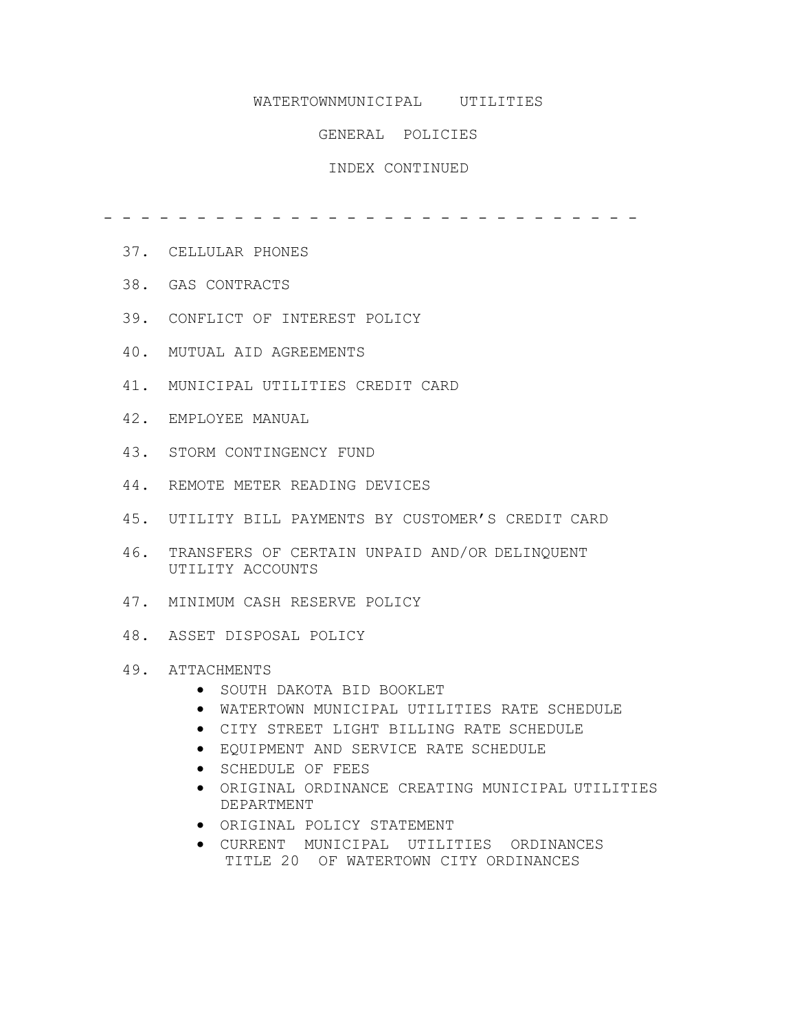# WATERTOWNMUNICIPAL UTILITIES

## GENERAL POLICIES

### INDEX CONTINUED

- - - - - - - - - - - - - - - - - - - - - - - - - - - - - -

37. CELLULAR PHONES
38. GAS CONTRACTS
39. CONFLICT OF INTEREST POLICY
40. MUTUAL AID AGREEMENTS
41. MUNICIPAL UTILITIES CREDIT CARD
42. EMPLOYEE MANUAL
43. STORM CONTINGENCY FUND
44. REMOTE METER READING DEVICES
45. UTILITY BILL PAYMENTS BY CUSTOMER’S CREDIT CARD
46. TRANSFERS OF CERTAIN UNPAID AND/OR DELINQUENT UTILITY ACCOUNTS
47. MINIMUM CASH RESERVE POLICY
48. ASSET DISPOSAL POLICY
49. ATTACHMENTS
    - SOUTH DAKOTA BID BOOKLET
    - WATERTOWN MUNICIPAL UTILITIES RATE SCHEDULE
    - CITY STREET LIGHT BILLING RATE SCHEDULE
    - EQUIPMENT AND SERVICE RATE SCHEDULE
    - SCHEDULE OF FEES
    - ORIGINAL ORDINANCE CREATING MUNICIPAL UTILITIES DEPARTMENT
    - ORIGINAL POLICY STATEMENT
    - CURRENT MUNICIPAL UTILITIES ORDINANCES TITLE 20 OF WATERTOWN CITY ORDINANCES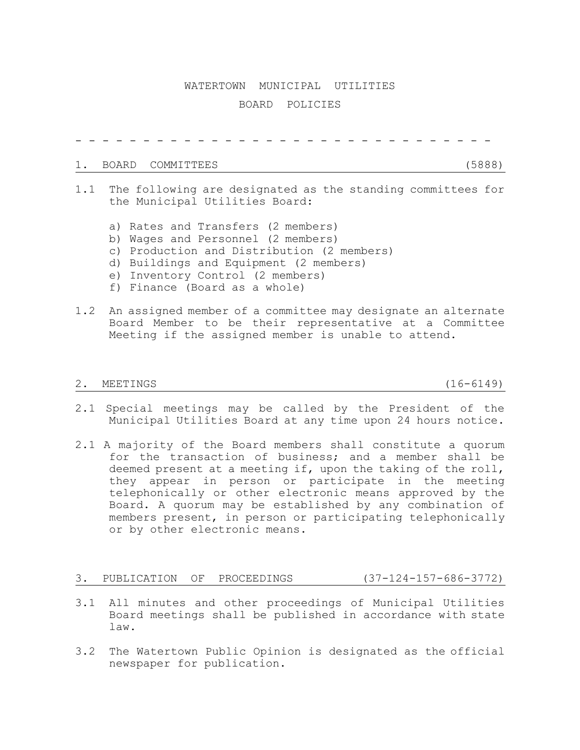# WATERTOWN MUNICIPAL UTILITIES

# BOARD POLICIES

- - - - - - - - - - - - - - - - - - - - - - - - - - - - - - -

## 1. BOARD COMMITTEES (5888)

1.1 The following are designated as the standing committees for the Municipal Utilities Board:

a) Rates and Transfers (2 members)
b) Wages and Personnel (2 members)
c) Production and Distribution (2 members)
d) Buildings and Equipment (2 members)
e) Inventory Control (2 members)
f) Finance (Board as a whole)

1.2 An assigned member of a committee may designate an alternate Board Member to be their representative at a Committee Meeting if the assigned member is unable to attend.

## 2. MEETINGS (16-6149)

2.1 Special meetings may be called by the President of the Municipal Utilities Board at any time upon 24 hours notice.

2.1 A majority of the Board members shall constitute a quorum for the transaction of business; and a member shall be deemed present at a meeting if, upon the taking of the roll, they appear in person or participate in the meeting telephonically or other electronic means approved by the Board. A quorum may be established by any combination of members present, in person or participating telephonically or by other electronic means.

## 3. PUBLICATION OF PROCEEDINGS (37-124-157-686-3772)

3.1 All minutes and other proceedings of Municipal Utilities Board meetings shall be published in accordance with state law.

3.2 The Watertown Public Opinion is designated as the official newspaper for publication.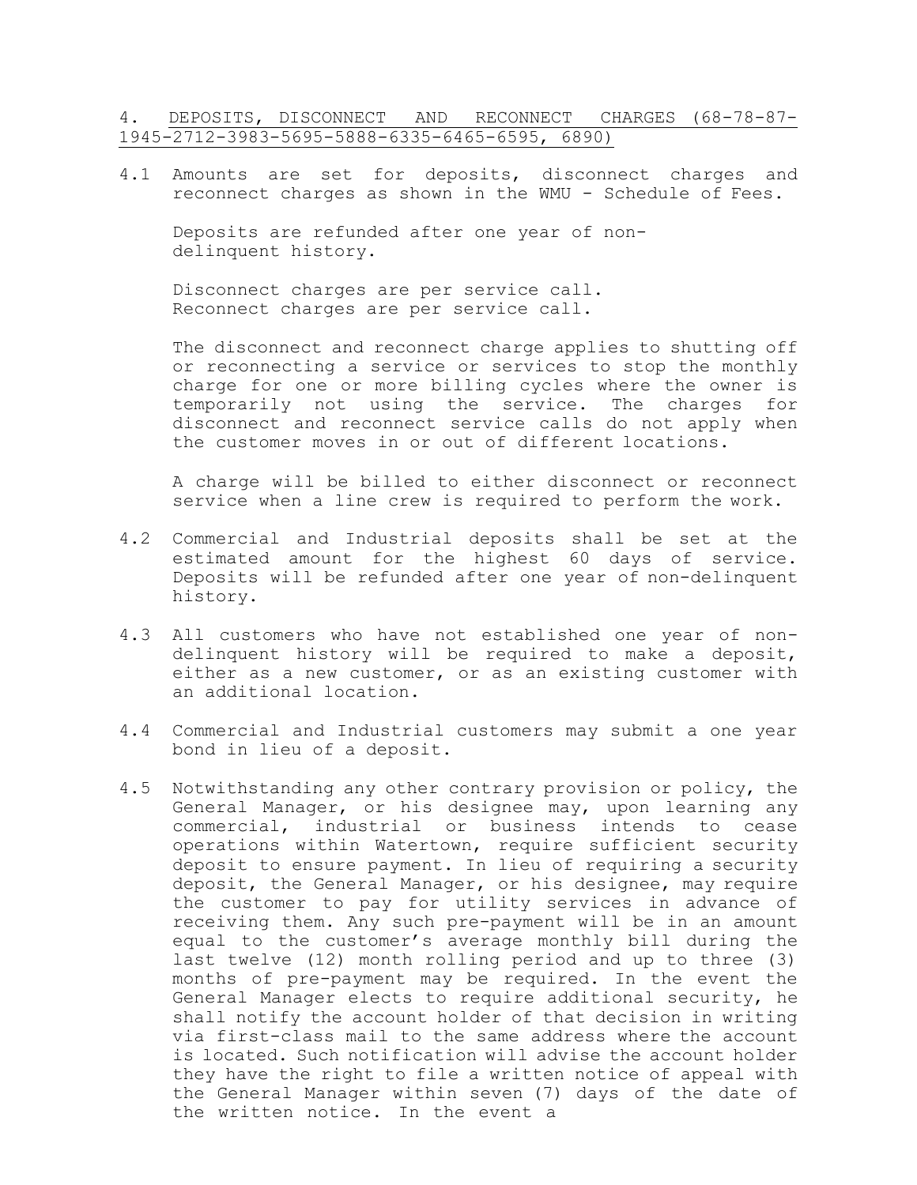## 4. DEPOSITS, DISCONNECT AND RECONNECT CHARGES (68-78-87-1945-2712-3983-5695-5888-6335-6465-6595, 6890)

4.1 Amounts are set for deposits, disconnect charges and reconnect charges as shown in the WMU - Schedule of Fees.

Deposits are refunded after one year of non-delinquent history.

Disconnect charges are per service call.
Reconnect charges are per service call.

The disconnect and reconnect charge applies to shutting off or reconnecting a service or services to stop the monthly charge for one or more billing cycles where the owner is temporarily not using the service. The charges for disconnect and reconnect service calls do not apply when the customer moves in or out of different locations.

A charge will be billed to either disconnect or reconnect service when a line crew is required to perform the work.

4.2 Commercial and Industrial deposits shall be set at the estimated amount for the highest 60 days of service. Deposits will be refunded after one year of non-delinquent history.

4.3 All customers who have not established one year of non-delinquent history will be required to make a deposit, either as a new customer, or as an existing customer with an additional location.

4.4 Commercial and Industrial customers may submit a one year bond in lieu of a deposit.

4.5 Notwithstanding any other contrary provision or policy, the General Manager, or his designee may, upon learning any commercial, industrial or business intends to cease operations within Watertown, require sufficient security deposit to ensure payment. In lieu of requiring a security deposit, the General Manager, or his designee, may require the customer to pay for utility services in advance of receiving them. Any such pre-payment will be in an amount equal to the customer's average monthly bill during the last twelve (12) month rolling period and up to three (3) months of pre-payment may be required. In the event the General Manager elects to require additional security, he shall notify the account holder of that decision in writing via first-class mail to the same address where the account is located. Such notification will advise the account holder they have the right to file a written notice of appeal with the General Manager within seven (7) days of the date of the written notice. In the event a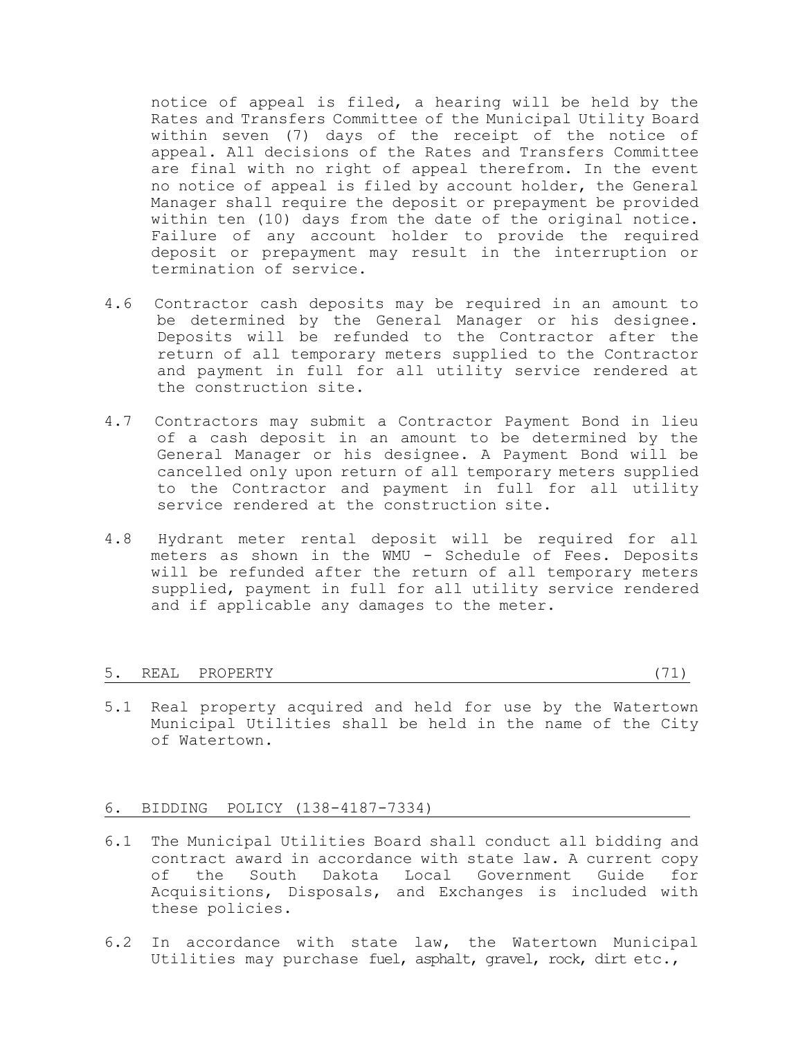notice of appeal is filed, a hearing will be held by the Rates and Transfers Committee of the Municipal Utility Board within seven (7) days of the receipt of the notice of appeal. All decisions of the Rates and Transfers Committee are final with no right of appeal therefrom. In the event no notice of appeal is filed by account holder, the General Manager shall require the deposit or prepayment be provided within ten (10) days from the date of the original notice. Failure of any account holder to provide the required deposit or prepayment may result in the interruption or termination of service.

4.6 Contractor cash deposits may be required in an amount to be determined by the General Manager or his designee. Deposits will be refunded to the Contractor after the return of all temporary meters supplied to the Contractor and payment in full for all utility service rendered at the construction site.

4.7 Contractors may submit a Contractor Payment Bond in lieu of a cash deposit in an amount to be determined by the General Manager or his designee. A Payment Bond will be cancelled only upon return of all temporary meters supplied to the Contractor and payment in full for all utility service rendered at the construction site.

4.8 Hydrant meter rental deposit will be required for all meters as shown in the WMU - Schedule of Fees. Deposits will be refunded after the return of all temporary meters supplied, payment in full for all utility service rendered and if applicable any damages to the meter.

## 5. REAL PROPERTY (71)

5.1 Real property acquired and held for use by the Watertown Municipal Utilities shall be held in the name of the City of Watertown.

## 6. BIDDING POLICY (138-4187-7334)

6.1 The Municipal Utilities Board shall conduct all bidding and contract award in accordance with state law. A current copy of the South Dakota Local Government Guide for Acquisitions, Disposals, and Exchanges is included with these policies.

6.2 In accordance with state law, the Watertown Municipal Utilities may purchase fuel, asphalt, gravel, rock, dirt etc.,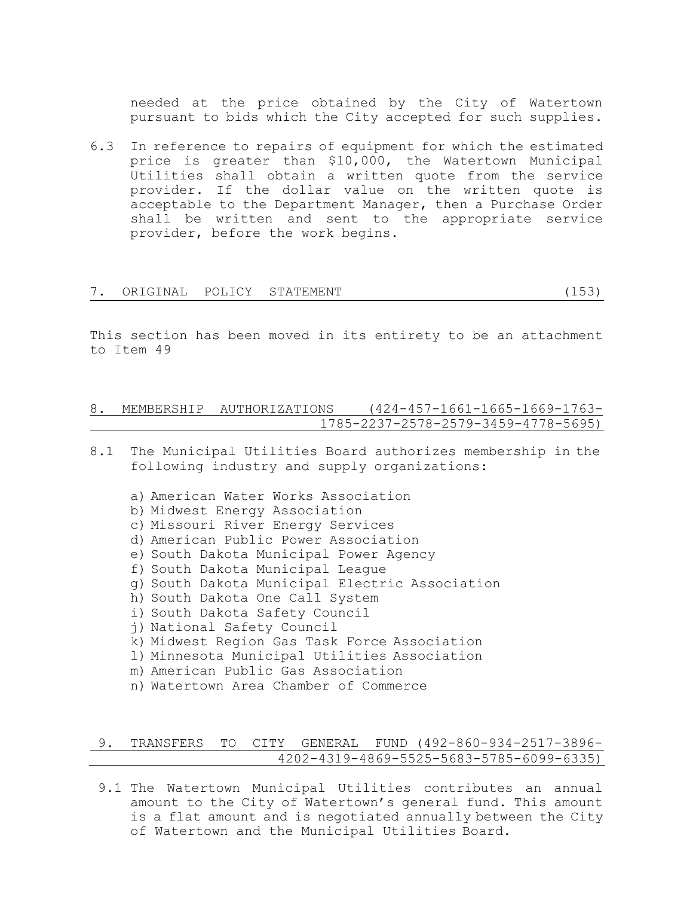needed at the price obtained by the City of Watertown pursuant to bids which the City accepted for such supplies.

6.3 In reference to repairs of equipment for which the estimated price is greater than $10,000, the Watertown Municipal Utilities shall obtain a written quote from the service provider. If the dollar value on the written quote is acceptable to the Department Manager, then a Purchase Order shall be written and sent to the appropriate service provider, before the work begins.

## 7. ORIGINAL POLICY STATEMENT (153)

This section has been moved in its entirety to be an attachment to Item 49

## 8. MEMBERSHIP AUTHORIZATIONS (424-457-1661-1665-1669-1763-1785-2237-2578-2579-3459-4778-5695)

8.1 The Municipal Utilities Board authorizes membership in the following industry and supply organizations:

a) American Water Works Association
b) Midwest Energy Association
c) Missouri River Energy Services
d) American Public Power Association
e) South Dakota Municipal Power Agency
f) South Dakota Municipal League
g) South Dakota Municipal Electric Association
h) South Dakota One Call System
i) South Dakota Safety Council
j) National Safety Council
k) Midwest Region Gas Task Force Association
l) Minnesota Municipal Utilities Association
m) American Public Gas Association
n) Watertown Area Chamber of Commerce

## 9. TRANSFERS TO CITY GENERAL FUND (492-860-934-2517-3896-4202-4319-4869-5525-5683-5785-6099-6335)

9.1 The Watertown Municipal Utilities contributes an annual amount to the City of Watertown's general fund. This amount is a flat amount and is negotiated annually between the City of Watertown and the Municipal Utilities Board.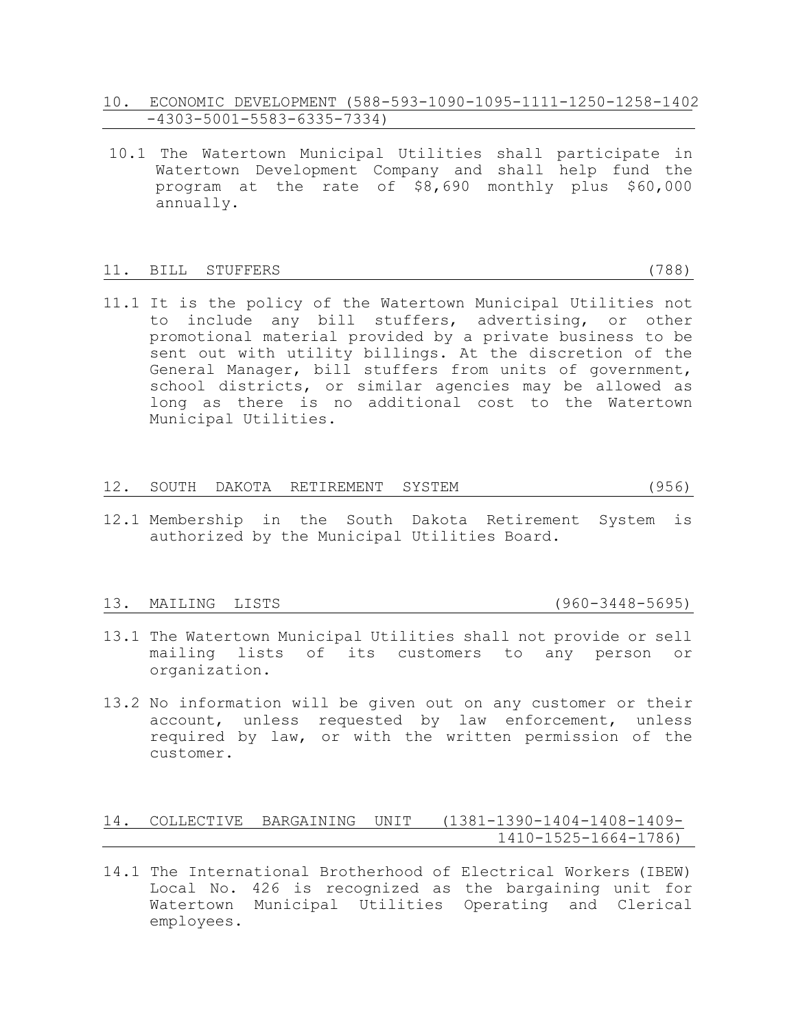## 10. ECONOMIC DEVELOPMENT (588-593-1090-1095-1111-1250-1258-1402-4303-5001-5583-6335-7334)

10.1 The Watertown Municipal Utilities shall participate in Watertown Development Company and shall help fund the program at the rate of $8,690 monthly plus $60,000 annually.

## 11. BILL STUFFERS (788)

11.1 It is the policy of the Watertown Municipal Utilities not to include any bill stuffers, advertising, or other promotional material provided by a private business to be sent out with utility billings. At the discretion of the General Manager, bill stuffers from units of government, school districts, or similar agencies may be allowed as long as there is no additional cost to the Watertown Municipal Utilities.

## 12. SOUTH DAKOTA RETIREMENT SYSTEM (956)

12.1 Membership in the South Dakota Retirement System is authorized by the Municipal Utilities Board.

## 13. MAILING LISTS (960-3448-5695)

13.1 The Watertown Municipal Utilities shall not provide or sell mailing lists of its customers to any person or organization.

13.2 No information will be given out on any customer or their account, unless requested by law enforcement, unless required by law, or with the written permission of the customer.

## 14. COLLECTIVE BARGAINING UNIT (1381-1390-1404-1408-1409-1410-1525-1664-1786)

14.1 The International Brotherhood of Electrical Workers (IBEW) Local No. 426 is recognized as the bargaining unit for Watertown Municipal Utilities Operating and Clerical employees.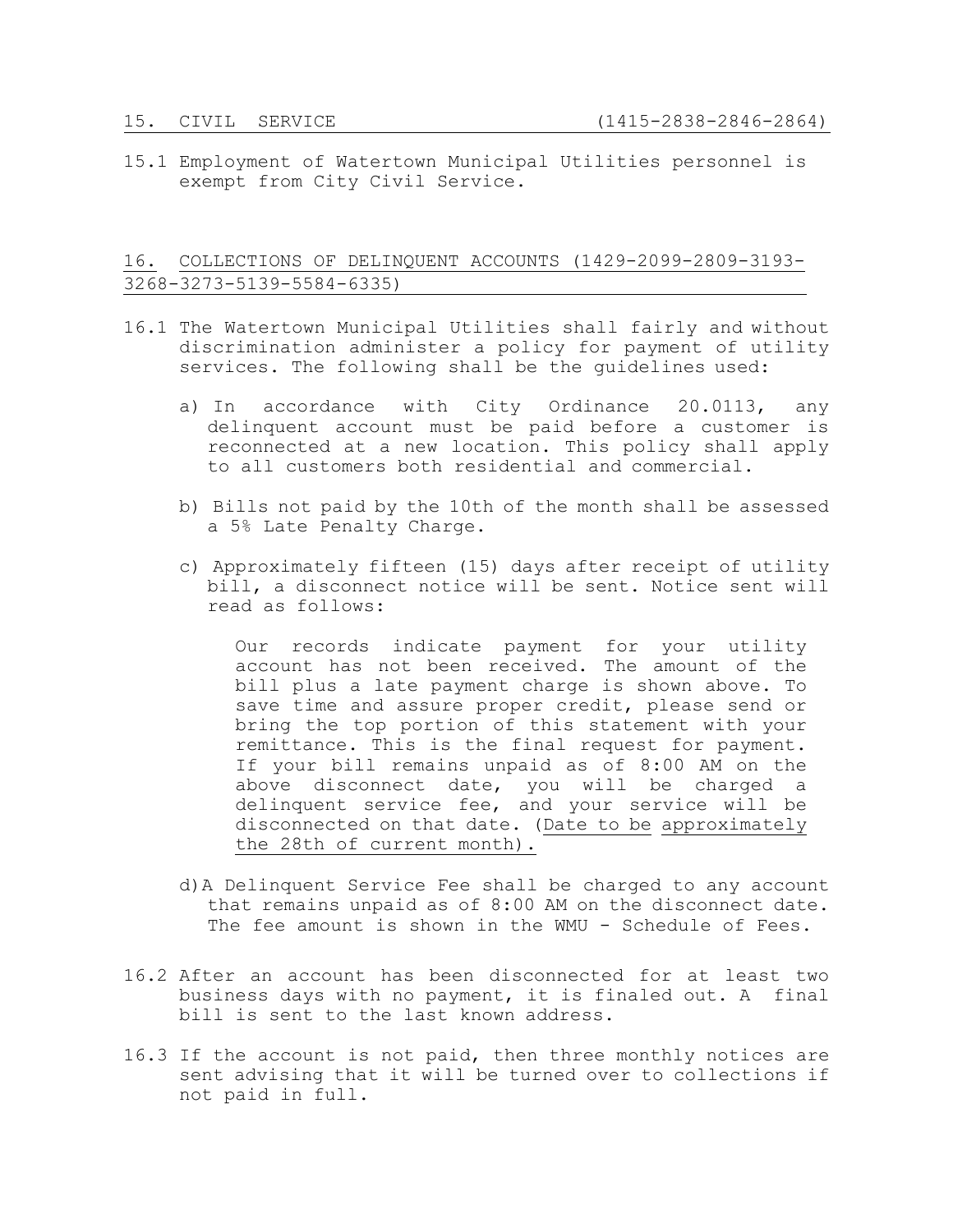## 15. CIVIL SERVICE (1415-2838-2846-2864)

15.1 Employment of Watertown Municipal Utilities personnel is exempt from City Civil Service.

## 16. COLLECTIONS OF DELINQUENT ACCOUNTS (1429-2099-2809-3193-3268-3273-5139-5584-6335)

16.1 The Watertown Municipal Utilities shall fairly and without discrimination administer a policy for payment of utility services. The following shall be the guidelines used:

a) In accordance with City Ordinance 20.0113, any delinquent account must be paid before a customer is reconnected at a new location. This policy shall apply to all customers both residential and commercial.

b) Bills not paid by the 10th of the month shall be assessed a 5% Late Penalty Charge.

c) Approximately fifteen (15) days after receipt of utility bill, a disconnect notice will be sent. Notice sent will read as follows:

> Our records indicate payment for your utility account has not been received. The amount of the bill plus a late payment charge is shown above. To save time and assure proper credit, please send or bring the top portion of this statement with your remittance. This is the final request for payment. If your bill remains unpaid as of 8:00 AM on the above disconnect date, you will be charged a delinquent service fee, and your service will be disconnected on that date. (Date to be approximately the 28th of current month).

d) A Delinquent Service Fee shall be charged to any account that remains unpaid as of 8:00 AM on the disconnect date. The fee amount is shown in the WMU - Schedule of Fees.

16.2 After an account has been disconnected for at least two business days with no payment, it is finaled out. A final bill is sent to the last known address.

16.3 If the account is not paid, then three monthly notices are sent advising that it will be turned over to collections if not paid in full.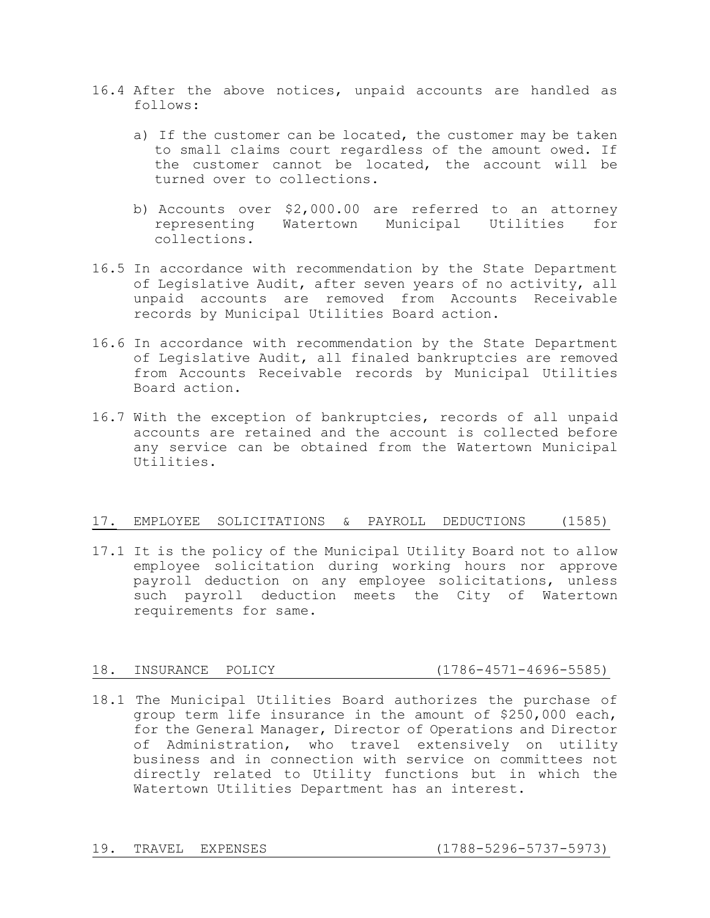16.4 After the above notices, unpaid accounts are handled as follows:

a) If the customer can be located, the customer may be taken to small claims court regardless of the amount owed. If the customer cannot be located, the account will be turned over to collections.

b) Accounts over $2,000.00 are referred to an attorney representing Watertown Municipal Utilities for collections.

16.5 In accordance with recommendation by the State Department of Legislative Audit, after seven years of no activity, all unpaid accounts are removed from Accounts Receivable records by Municipal Utilities Board action.

16.6 In accordance with recommendation by the State Department of Legislative Audit, all finaled bankruptcies are removed from Accounts Receivable records by Municipal Utilities Board action.

16.7 With the exception of bankruptcies, records of all unpaid accounts are retained and the account is collected before any service can be obtained from the Watertown Municipal Utilities.

## 17. EMPLOYEE SOLICITATIONS & PAYROLL DEDUCTIONS (1585)

17.1 It is the policy of the Municipal Utility Board not to allow employee solicitation during working hours nor approve payroll deduction on any employee solicitations, unless such payroll deduction meets the City of Watertown requirements for same.

## 18. INSURANCE POLICY (1786-4571-4696-5585)

18.1 The Municipal Utilities Board authorizes the purchase of group term life insurance in the amount of $250,000 each, for the General Manager, Director of Operations and Director of Administration, who travel extensively on utility business and in connection with service on committees not directly related to Utility functions but in which the Watertown Utilities Department has an interest.

## 19. TRAVEL EXPENSES (1788-5296-5737-5973)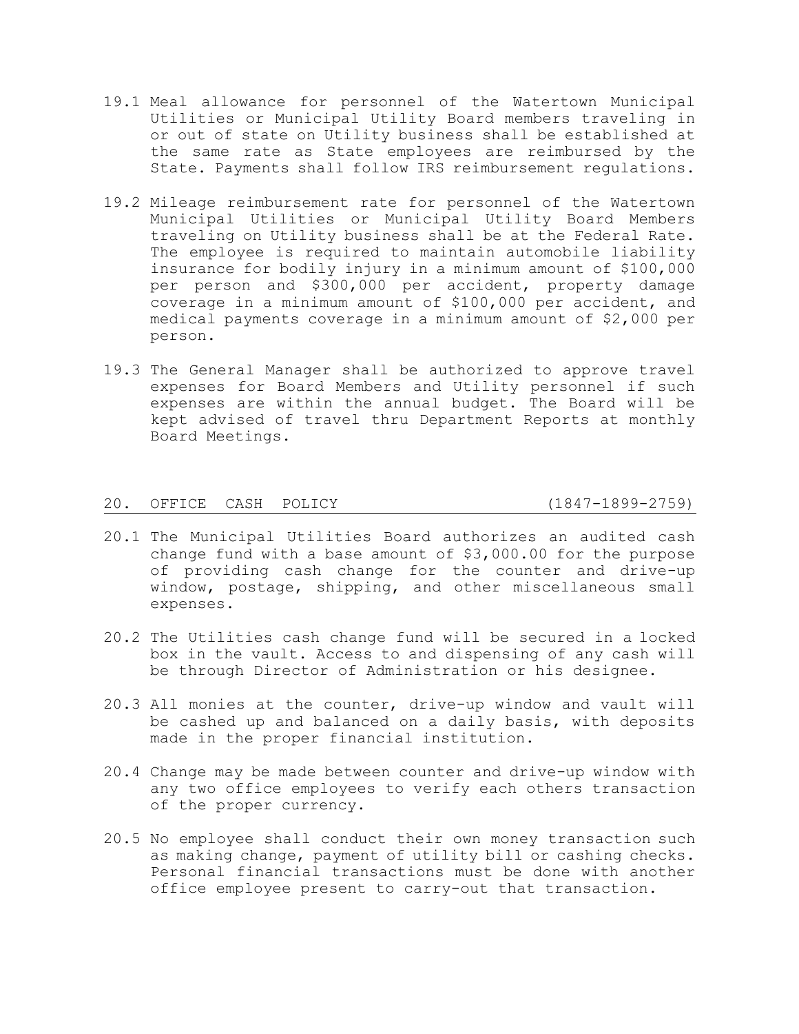19.1 Meal allowance for personnel of the Watertown Municipal Utilities or Municipal Utility Board members traveling in or out of state on Utility business shall be established at the same rate as State employees are reimbursed by the State. Payments shall follow IRS reimbursement regulations.

19.2 Mileage reimbursement rate for personnel of the Watertown Municipal Utilities or Municipal Utility Board Members traveling on Utility business shall be at the Federal Rate. The employee is required to maintain automobile liability insurance for bodily injury in a minimum amount of $100,000 per person and $300,000 per accident, property damage coverage in a minimum amount of $100,000 per accident, and medical payments coverage in a minimum amount of $2,000 per person.

19.3 The General Manager shall be authorized to approve travel expenses for Board Members and Utility personnel if such expenses are within the annual budget. The Board will be kept advised of travel thru Department Reports at monthly Board Meetings.

## 20. OFFICE CASH POLICY (1847-1899-2759)

20.1 The Municipal Utilities Board authorizes an audited cash change fund with a base amount of $3,000.00 for the purpose of providing cash change for the counter and drive-up window, postage, shipping, and other miscellaneous small expenses.

20.2 The Utilities cash change fund will be secured in a locked box in the vault. Access to and dispensing of any cash will be through Director of Administration or his designee.

20.3 All monies at the counter, drive-up window and vault will be cashed up and balanced on a daily basis, with deposits made in the proper financial institution.

20.4 Change may be made between counter and drive-up window with any two office employees to verify each others transaction of the proper currency.

20.5 No employee shall conduct their own money transaction such as making change, payment of utility bill or cashing checks. Personal financial transactions must be done with another office employee present to carry-out that transaction.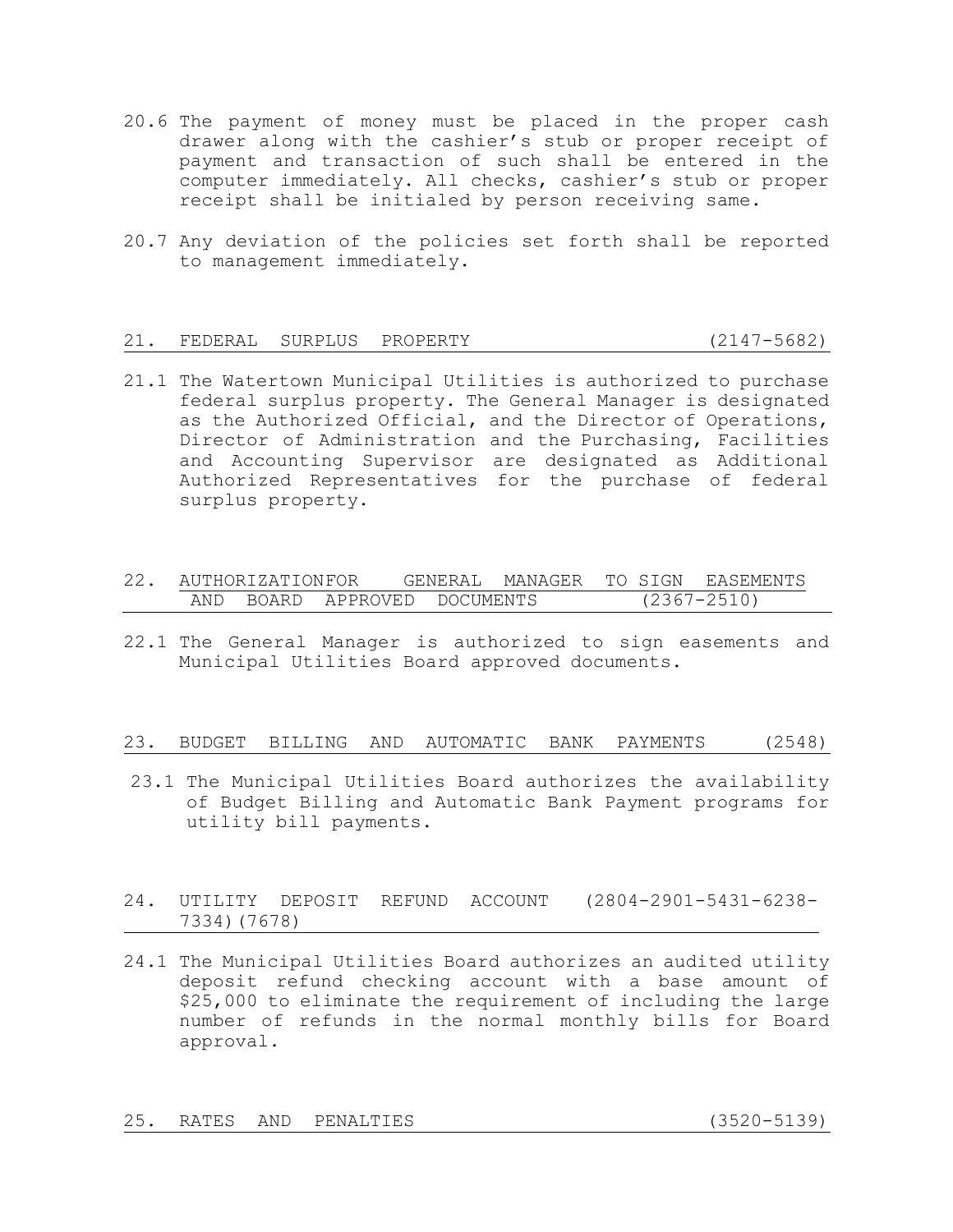20.6 The payment of money must be placed in the proper cash drawer along with the cashier's stub or proper receipt of payment and transaction of such shall be entered in the computer immediately. All checks, cashier's stub or proper receipt shall be initialed by person receiving same.

20.7 Any deviation of the policies set forth shall be reported to management immediately.

## 21. FEDERAL SURPLUS PROPERTY (2147-5682)

21.1 The Watertown Municipal Utilities is authorized to purchase federal surplus property. The General Manager is designated as the Authorized Official, and the Director of Operations, Director of Administration and the Purchasing, Facilities and Accounting Supervisor are designated as Additional Authorized Representatives for the purchase of federal surplus property.

## 22. AUTHORIZATIONFOR GENERAL MANAGER TO SIGN EASEMENTS AND BOARD APPROVED DOCUMENTS (2367-2510)

22.1 The General Manager is authorized to sign easements and Municipal Utilities Board approved documents.

## 23. BUDGET BILLING AND AUTOMATIC BANK PAYMENTS (2548)

23.1 The Municipal Utilities Board authorizes the availability of Budget Billing and Automatic Bank Payment programs for utility bill payments.

## 24. UTILITY DEPOSIT REFUND ACCOUNT (2804-2901-5431-6238-7334)(7678)

24.1 The Municipal Utilities Board authorizes an audited utility deposit refund checking account with a base amount of $25,000 to eliminate the requirement of including the large number of refunds in the normal monthly bills for Board approval.

## 25. RATES AND PENALTIES (3520-5139)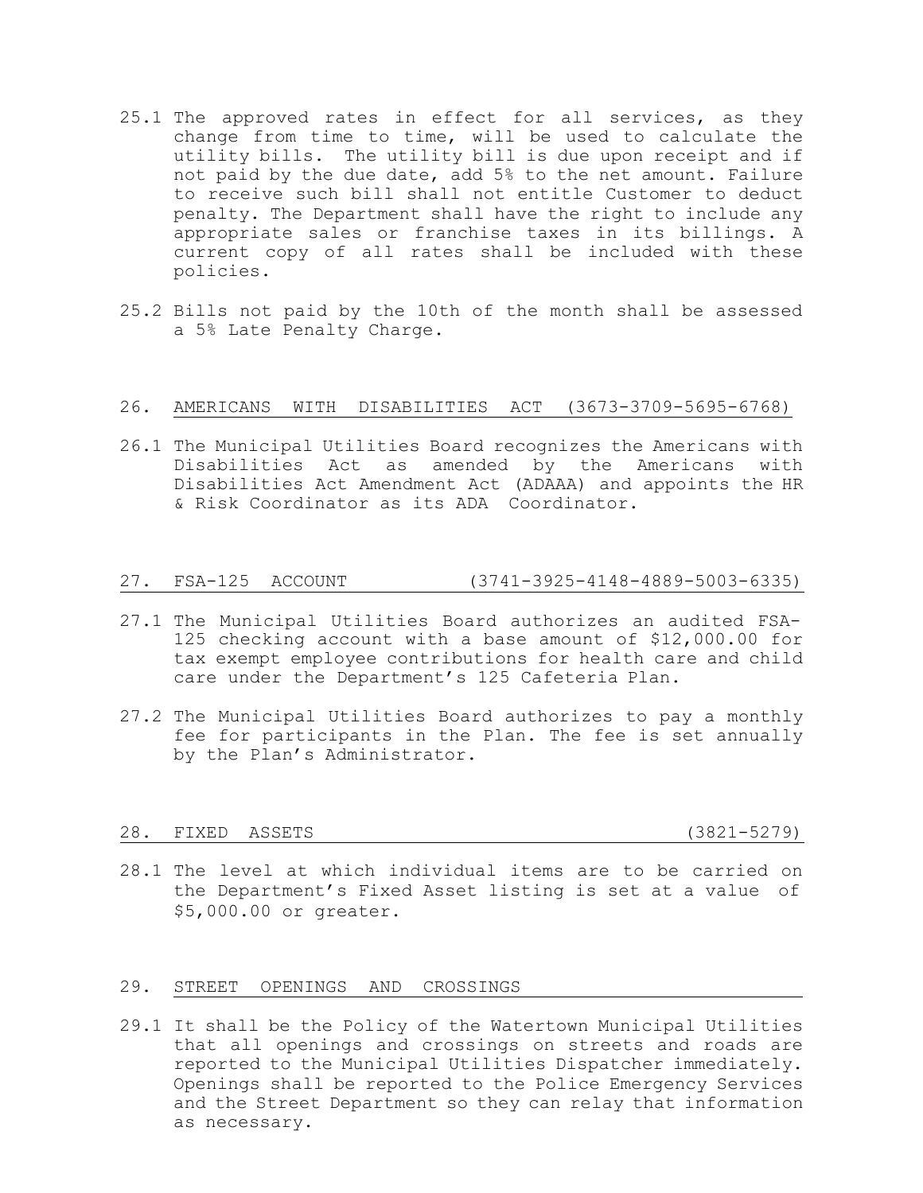25.1 The approved rates in effect for all services, as they change from time to time, will be used to calculate the utility bills. The utility bill is due upon receipt and if not paid by the due date, add 5% to the net amount. Failure to receive such bill shall not entitle Customer to deduct penalty. The Department shall have the right to include any appropriate sales or franchise taxes in its billings. A current copy of all rates shall be included with these policies.

25.2 Bills not paid by the 10th of the month shall be assessed a 5% Late Penalty Charge.

## 26. AMERICANS WITH DISABILITIES ACT (3673-3709-5695-6768)

26.1 The Municipal Utilities Board recognizes the Americans with Disabilities Act as amended by the Americans with Disabilities Act Amendment Act (ADAAA) and appoints the HR & Risk Coordinator as its ADA Coordinator.

## 27. FSA-125 ACCOUNT (3741-3925-4148-4889-5003-6335)

27.1 The Municipal Utilities Board authorizes an audited FSA-125 checking account with a base amount of $12,000.00 for tax exempt employee contributions for health care and child care under the Department's 125 Cafeteria Plan.

27.2 The Municipal Utilities Board authorizes to pay a monthly fee for participants in the Plan. The fee is set annually by the Plan's Administrator.

## 28. FIXED ASSETS (3821-5279)

28.1 The level at which individual items are to be carried on the Department's Fixed Asset listing is set at a value of $5,000.00 or greater.

## 29. STREET OPENINGS AND CROSSINGS

29.1 It shall be the Policy of the Watertown Municipal Utilities that all openings and crossings on streets and roads are reported to the Municipal Utilities Dispatcher immediately. Openings shall be reported to the Police Emergency Services and the Street Department so they can relay that information as necessary.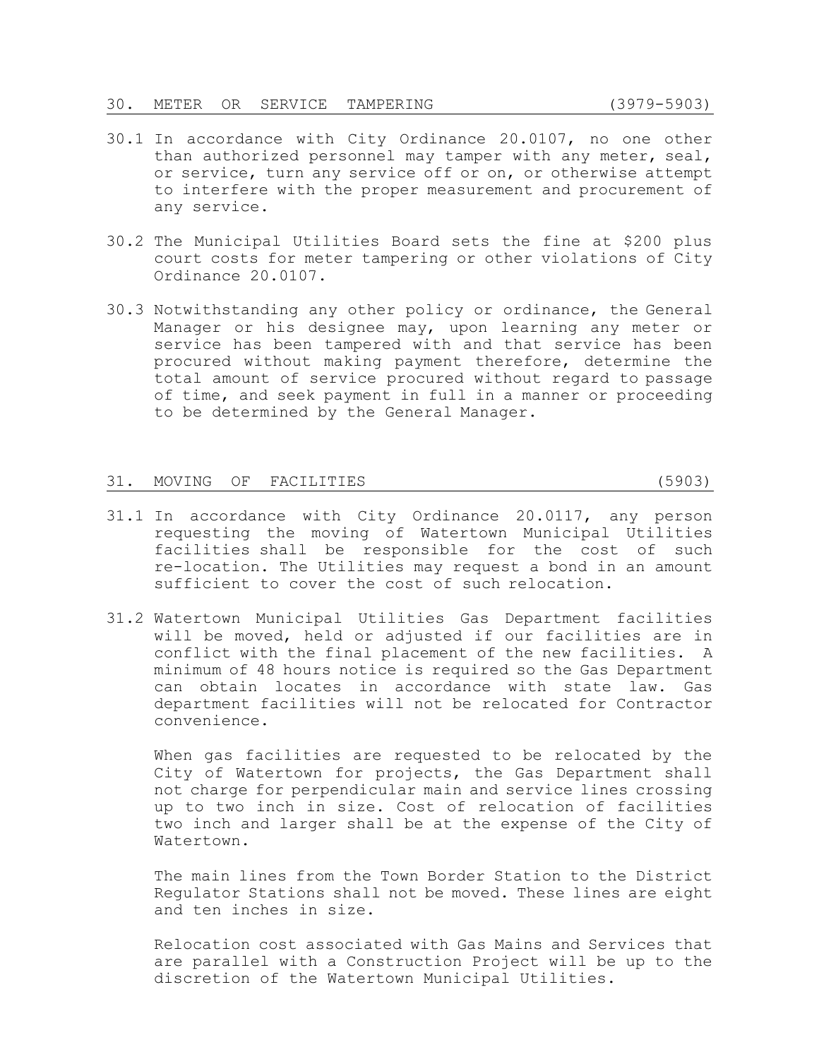## 30. METER OR SERVICE TAMPERING (3979-5903)

30.1 In accordance with City Ordinance 20.0107, no one other than authorized personnel may tamper with any meter, seal, or service, turn any service off or on, or otherwise attempt to interfere with the proper measurement and procurement of any service.

30.2 The Municipal Utilities Board sets the fine at $200 plus court costs for meter tampering or other violations of City Ordinance 20.0107.

30.3 Notwithstanding any other policy or ordinance, the General Manager or his designee may, upon learning any meter or service has been tampered with and that service has been procured without making payment therefore, determine the total amount of service procured without regard to passage of time, and seek payment in full in a manner or proceeding to be determined by the General Manager.

## 31. MOVING OF FACILITIES (5903)

31.1 In accordance with City Ordinance 20.0117, any person requesting the moving of Watertown Municipal Utilities facilities shall be responsible for the cost of such re-location. The Utilities may request a bond in an amount sufficient to cover the cost of such relocation.

31.2 Watertown Municipal Utilities Gas Department facilities will be moved, held or adjusted if our facilities are in conflict with the final placement of the new facilities. A minimum of 48 hours notice is required so the Gas Department can obtain locates in accordance with state law. Gas department facilities will not be relocated for Contractor convenience.

When gas facilities are requested to be relocated by the City of Watertown for projects, the Gas Department shall not charge for perpendicular main and service lines crossing up to two inch in size. Cost of relocation of facilities two inch and larger shall be at the expense of the City of Watertown.

The main lines from the Town Border Station to the District Regulator Stations shall not be moved. These lines are eight and ten inches in size.

Relocation cost associated with Gas Mains and Services that are parallel with a Construction Project will be up to the discretion of the Watertown Municipal Utilities.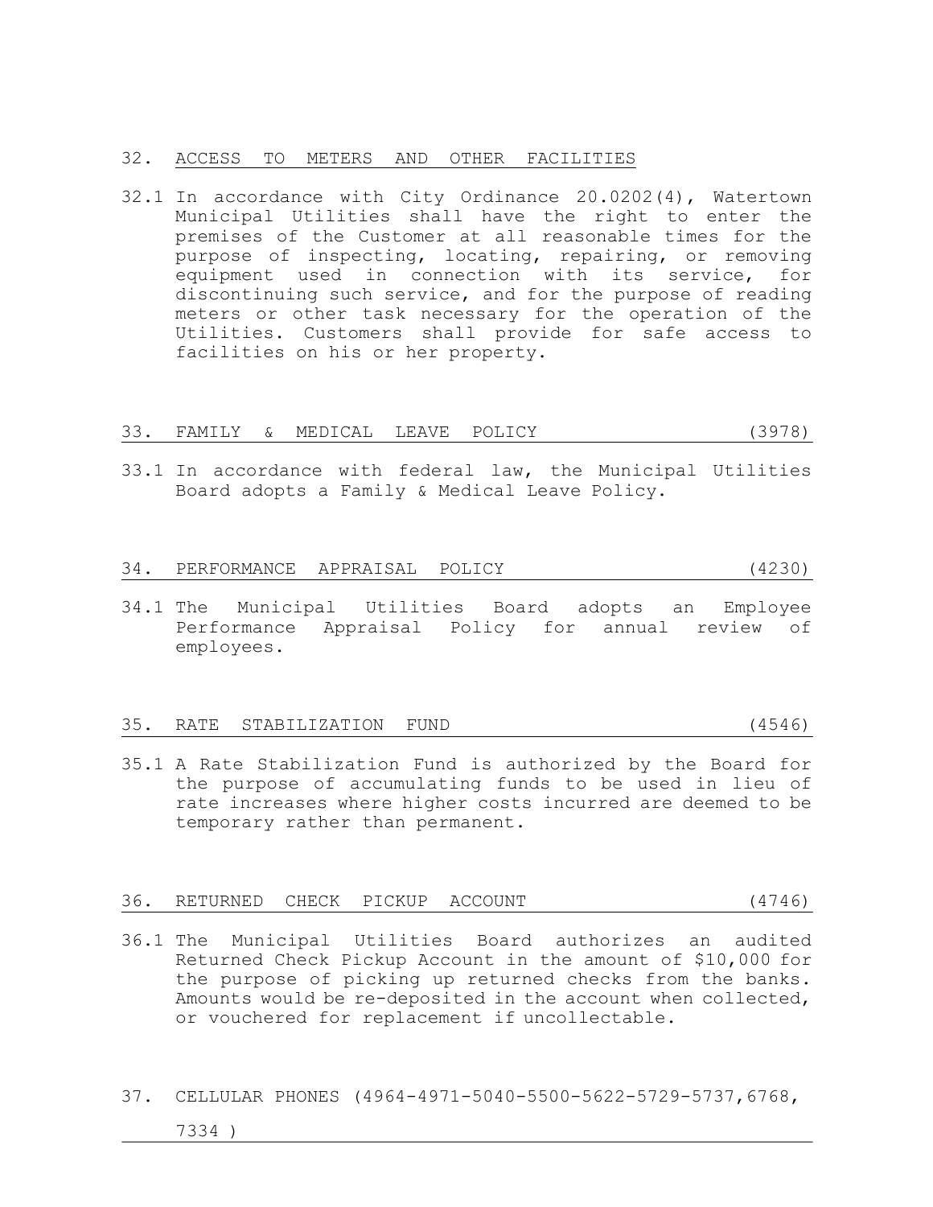## 32. ACCESS TO METERS AND OTHER FACILITIES

32.1 In accordance with City Ordinance 20.0202(4), Watertown Municipal Utilities shall have the right to enter the premises of the Customer at all reasonable times for the purpose of inspecting, locating, repairing, or removing equipment used in connection with its service, for discontinuing such service, and for the purpose of reading meters or other task necessary for the operation of the Utilities. Customers shall provide for safe access to facilities on his or her property.

## 33. FAMILY & MEDICAL LEAVE POLICY (3978)

33.1 In accordance with federal law, the Municipal Utilities Board adopts a Family & Medical Leave Policy.

## 34. PERFORMANCE APPRAISAL POLICY (4230)

34.1 The Municipal Utilities Board adopts an Employee Performance Appraisal Policy for annual review of employees.

## 35. RATE STABILIZATION FUND (4546)

35.1 A Rate Stabilization Fund is authorized by the Board for the purpose of accumulating funds to be used in lieu of rate increases where higher costs incurred are deemed to be temporary rather than permanent.

## 36. RETURNED CHECK PICKUP ACCOUNT (4746)

36.1 The Municipal Utilities Board authorizes an audited Returned Check Pickup Account in the amount of $10,000 for the purpose of picking up returned checks from the banks. Amounts would be re-deposited in the account when collected, or vouchered for replacement if uncollectable.

## 37. CELLULAR PHONES (4964-4971-5040-5500-5622-5729-5737,6768, 7334 )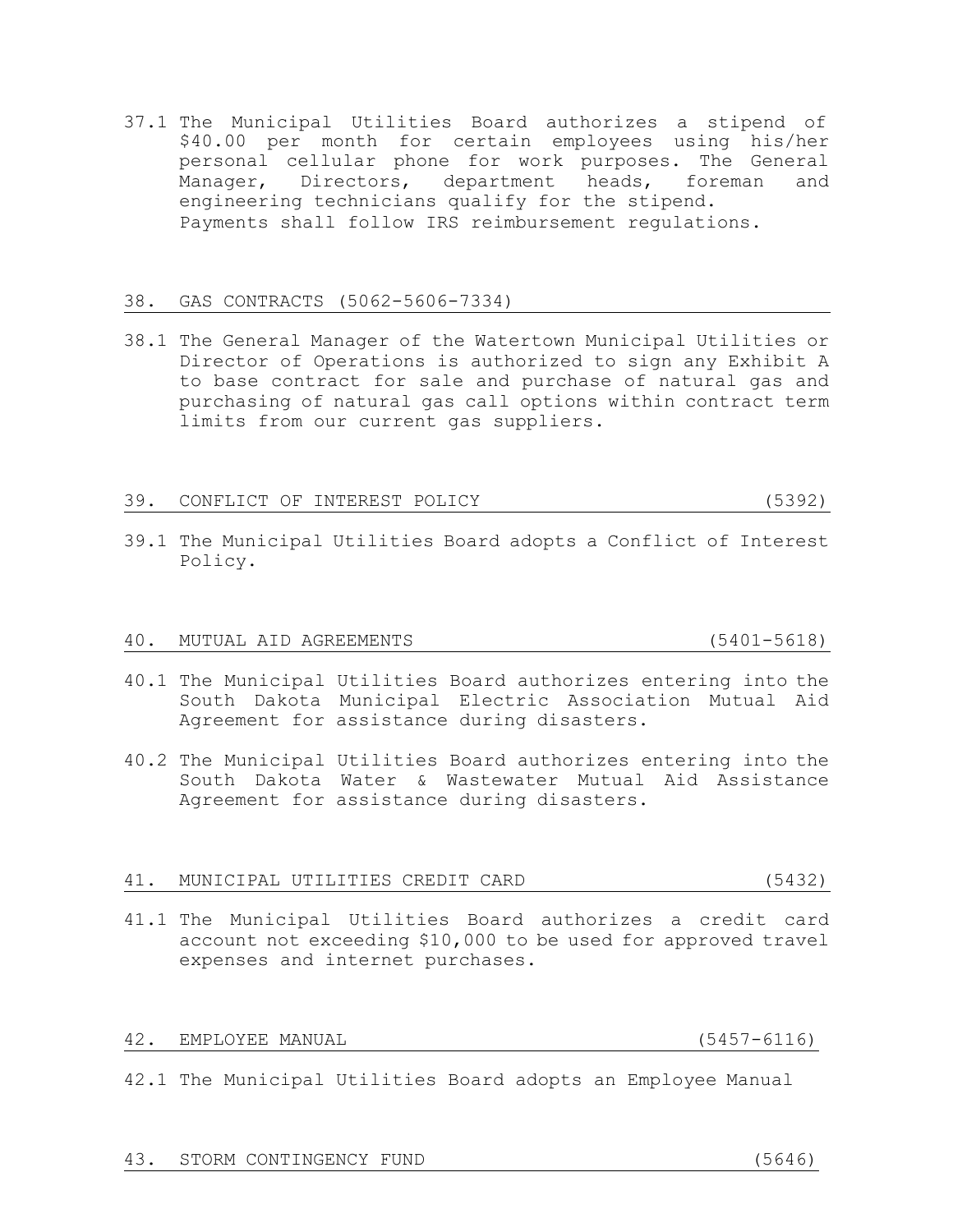37.1 The Municipal Utilities Board authorizes a stipend of $40.00 per month for certain employees using his/her personal cellular phone for work purposes. The General Manager, Directors, department heads, foreman and engineering technicians qualify for the stipend. Payments shall follow IRS reimbursement regulations.

## 38. GAS CONTRACTS (5062-5606-7334)

38.1 The General Manager of the Watertown Municipal Utilities or Director of Operations is authorized to sign any Exhibit A to base contract for sale and purchase of natural gas and purchasing of natural gas call options within contract term limits from our current gas suppliers.

## 39. CONFLICT OF INTEREST POLICY (5392)

39.1 The Municipal Utilities Board adopts a Conflict of Interest Policy.

## 40. MUTUAL AID AGREEMENTS (5401-5618)

40.1 The Municipal Utilities Board authorizes entering into the South Dakota Municipal Electric Association Mutual Aid Agreement for assistance during disasters.

40.2 The Municipal Utilities Board authorizes entering into the South Dakota Water & Wastewater Mutual Aid Assistance Agreement for assistance during disasters.

## 41. MUNICIPAL UTILITIES CREDIT CARD (5432)

41.1 The Municipal Utilities Board authorizes a credit card account not exceeding $10,000 to be used for approved travel expenses and internet purchases.

## 42. EMPLOYEE MANUAL (5457-6116)

42.1 The Municipal Utilities Board adopts an Employee Manual

## 43. STORM CONTINGENCY FUND (5646)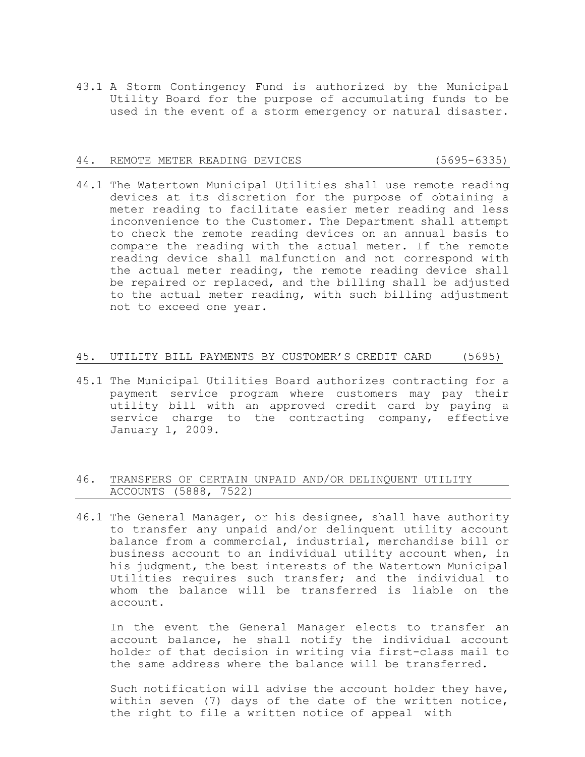43.1 A Storm Contingency Fund is authorized by the Municipal Utility Board for the purpose of accumulating funds to be used in the event of a storm emergency or natural disaster.

## 44. REMOTE METER READING DEVICES (5695-6335)

44.1 The Watertown Municipal Utilities shall use remote reading devices at its discretion for the purpose of obtaining a meter reading to facilitate easier meter reading and less inconvenience to the Customer. The Department shall attempt to check the remote reading devices on an annual basis to compare the reading with the actual meter. If the remote reading device shall malfunction and not correspond with the actual meter reading, the remote reading device shall be repaired or replaced, and the billing shall be adjusted to the actual meter reading, with such billing adjustment not to exceed one year.

## 45. UTILITY BILL PAYMENTS BY CUSTOMER'S CREDIT CARD (5695)

45.1 The Municipal Utilities Board authorizes contracting for a payment service program where customers may pay their utility bill with an approved credit card by paying a service charge to the contracting company, effective January 1, 2009.

## 46. TRANSFERS OF CERTAIN UNPAID AND/OR DELINQUENT UTILITY ACCOUNTS (5888, 7522)

46.1 The General Manager, or his designee, shall have authority to transfer any unpaid and/or delinquent utility account balance from a commercial, industrial, merchandise bill or business account to an individual utility account when, in his judgment, the best interests of the Watertown Municipal Utilities requires such transfer; and the individual to whom the balance will be transferred is liable on the account.

In the event the General Manager elects to transfer an account balance, he shall notify the individual account holder of that decision in writing via first-class mail to the same address where the balance will be transferred.

Such notification will advise the account holder they have, within seven (7) days of the date of the written notice, the right to file a written notice of appeal with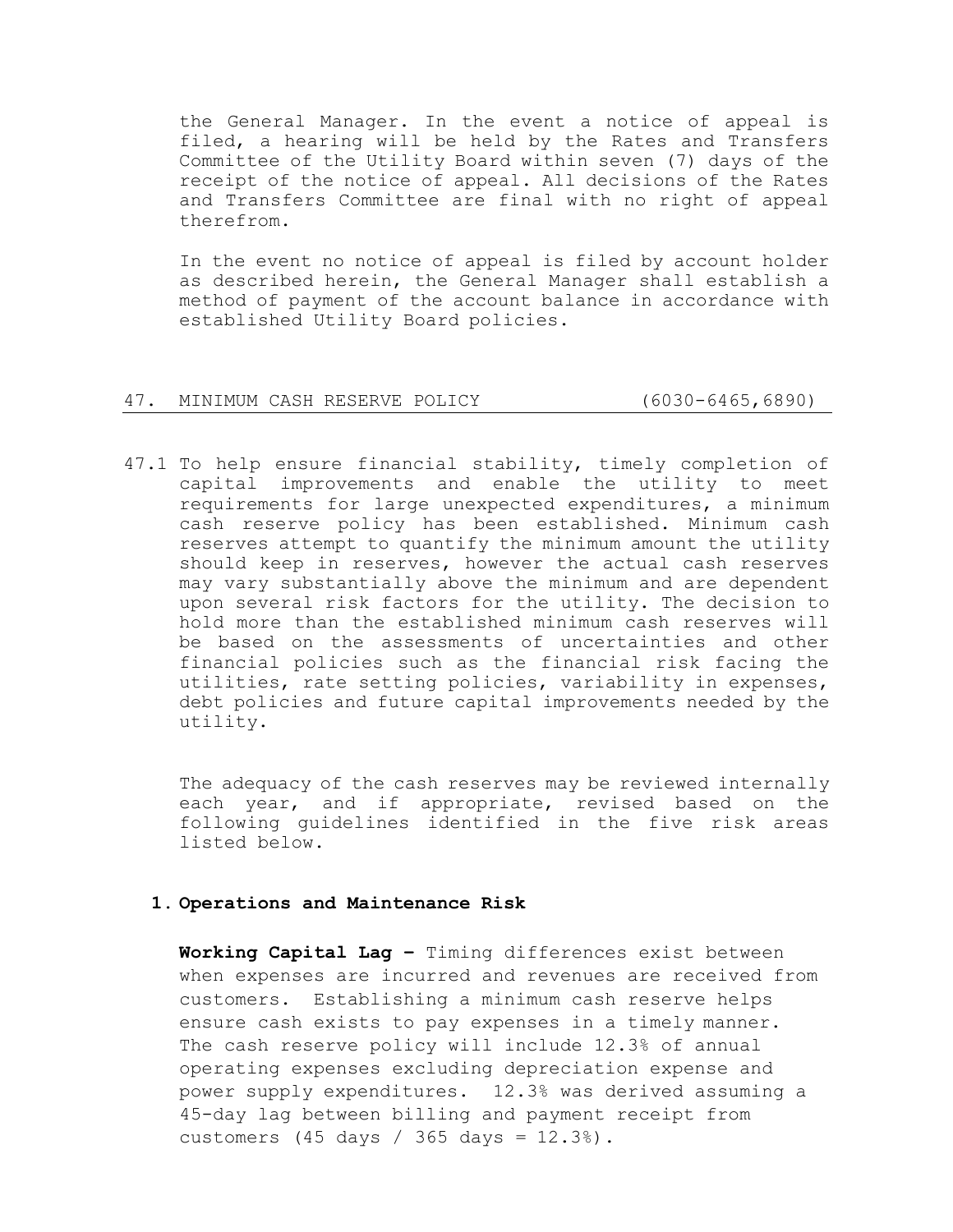the General Manager. In the event a notice of appeal is filed, a hearing will be held by the Rates and Transfers Committee of the Utility Board within seven (7) days of the receipt of the notice of appeal. All decisions of the Rates and Transfers Committee are final with no right of appeal therefrom.

In the event no notice of appeal is filed by account holder as described herein, the General Manager shall establish a method of payment of the account balance in accordance with established Utility Board policies.

## 47. MINIMUM CASH RESERVE POLICY (6030-6465,6890)

47.1 To help ensure financial stability, timely completion of capital improvements and enable the utility to meet requirements for large unexpected expenditures, a minimum cash reserve policy has been established. Minimum cash reserves attempt to quantify the minimum amount the utility should keep in reserves, however the actual cash reserves may vary substantially above the minimum and are dependent upon several risk factors for the utility. The decision to hold more than the established minimum cash reserves will be based on the assessments of uncertainties and other financial policies such as the financial risk facing the utilities, rate setting policies, variability in expenses, debt policies and future capital improvements needed by the utility.

The adequacy of the cash reserves may be reviewed internally each year, and if appropriate, revised based on the following guidelines identified in the five risk areas listed below.

1. **Operations and Maintenance Risk**

   **Working Capital Lag –** Timing differences exist between when expenses are incurred and revenues are received from customers. Establishing a minimum cash reserve helps ensure cash exists to pay expenses in a timely manner. The cash reserve policy will include 12.3% of annual operating expenses excluding depreciation expense and power supply expenditures. 12.3% was derived assuming a 45-day lag between billing and payment receipt from customers (45 days / 365 days = 12.3%).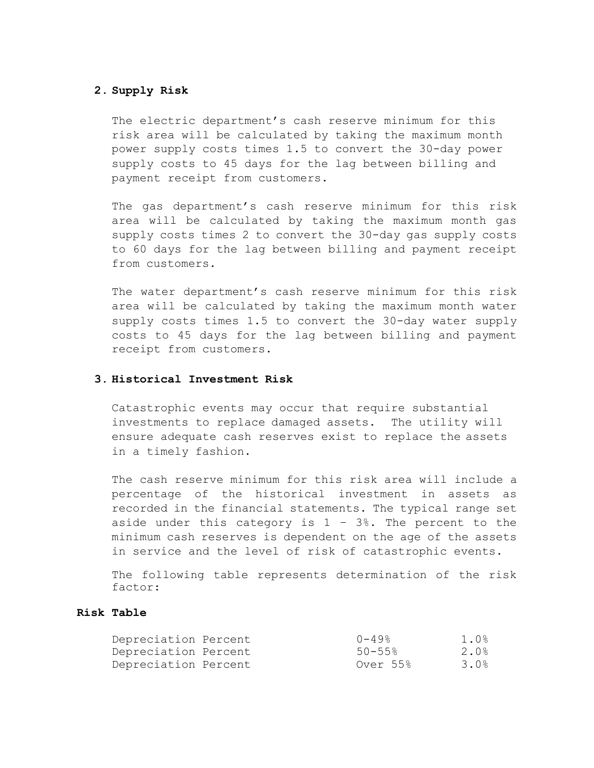## 2. Supply Risk

The electric department's cash reserve minimum for this risk area will be calculated by taking the maximum month power supply costs times 1.5 to convert the 30-day power supply costs to 45 days for the lag between billing and payment receipt from customers.

The gas department's cash reserve minimum for this risk area will be calculated by taking the maximum month gas supply costs times 2 to convert the 30-day gas supply costs to 60 days for the lag between billing and payment receipt from customers.

The water department's cash reserve minimum for this risk area will be calculated by taking the maximum month water supply costs times 1.5 to convert the 30-day water supply costs to 45 days for the lag between billing and payment receipt from customers.

## 3. Historical Investment Risk

Catastrophic events may occur that require substantial investments to replace damaged assets. The utility will ensure adequate cash reserves exist to replace the assets in a timely fashion.

The cash reserve minimum for this risk area will include a percentage of the historical investment in assets as recorded in the financial statements. The typical range set aside under this category is 1 – 3%. The percent to the minimum cash reserves is dependent on the age of the assets in service and the level of risk of catastrophic events.

The following table represents determination of the risk factor:

**Risk Table**

| | | |
|---|---|---|
| Depreciation Percent | 0-49% | 1.0% |
| Depreciation Percent | 50-55% | 2.0% |
| Depreciation Percent | Over 55% | 3.0% |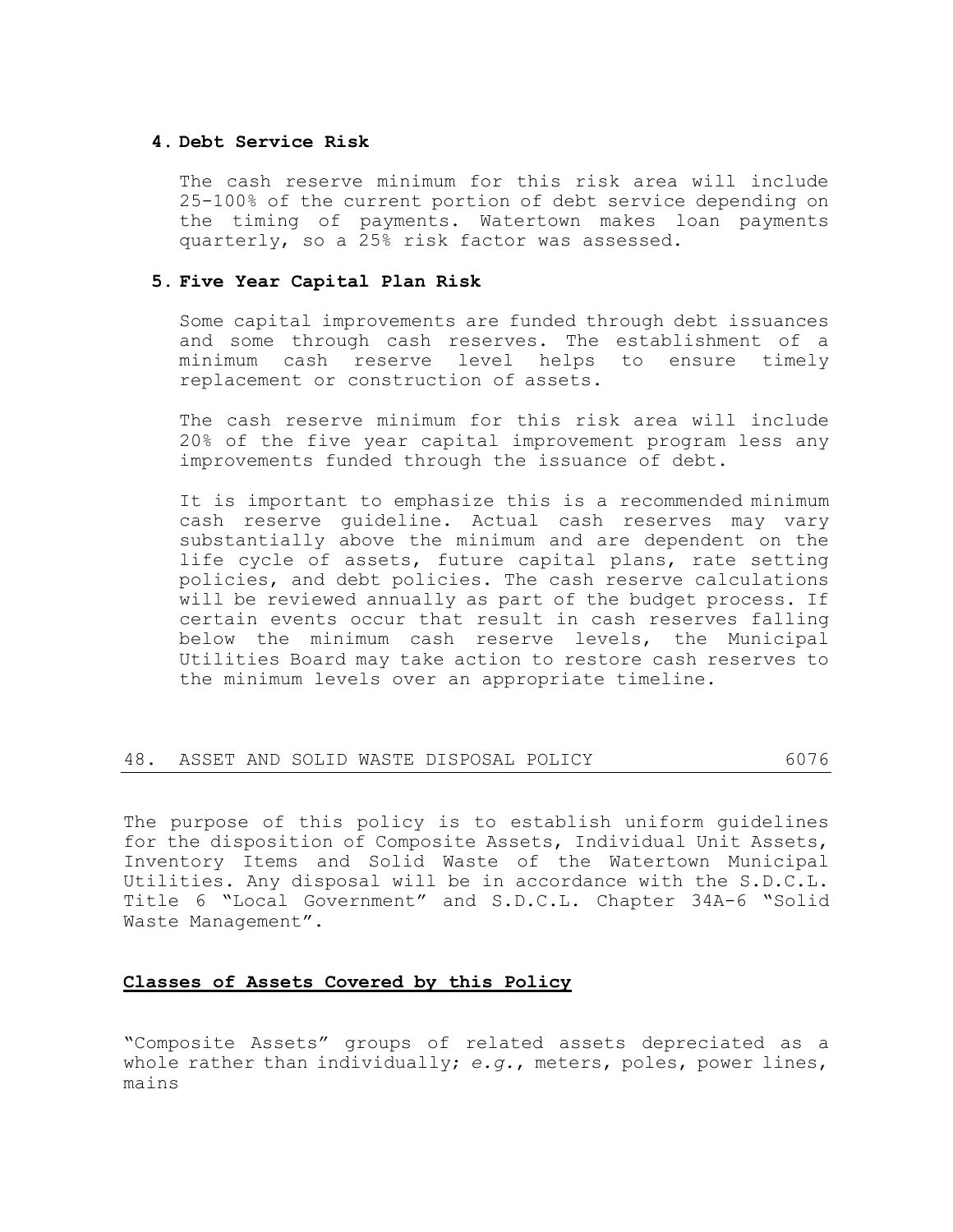### 4. Debt Service Risk

The cash reserve minimum for this risk area will include 25-100% of the current portion of debt service depending on the timing of payments. Watertown makes loan payments quarterly, so a 25% risk factor was assessed.

### 5. Five Year Capital Plan Risk

Some capital improvements are funded through debt issuances and some through cash reserves. The establishment of a minimum cash reserve level helps to ensure timely replacement or construction of assets.

The cash reserve minimum for this risk area will include 20% of the five year capital improvement program less any improvements funded through the issuance of debt.

It is important to emphasize this is a recommended minimum cash reserve guideline. Actual cash reserves may vary substantially above the minimum and are dependent on the life cycle of assets, future capital plans, rate setting policies, and debt policies. The cash reserve calculations will be reviewed annually as part of the budget process. If certain events occur that result in cash reserves falling below the minimum cash reserve levels, the Municipal Utilities Board may take action to restore cash reserves to the minimum levels over an appropriate timeline.

## 48. ASSET AND SOLID WASTE DISPOSAL POLICY 6076

The purpose of this policy is to establish uniform guidelines for the disposition of Composite Assets, Individual Unit Assets, Inventory Items and Solid Waste of the Watertown Municipal Utilities. Any disposal will be in accordance with the S.D.C.L. Title 6 "Local Government" and S.D.C.L. Chapter 34A-6 "Solid Waste Management".

**Classes of Assets Covered by this Policy**

"Composite Assets" groups of related assets depreciated as a whole rather than individually; *e.g.*, meters, poles, power lines, mains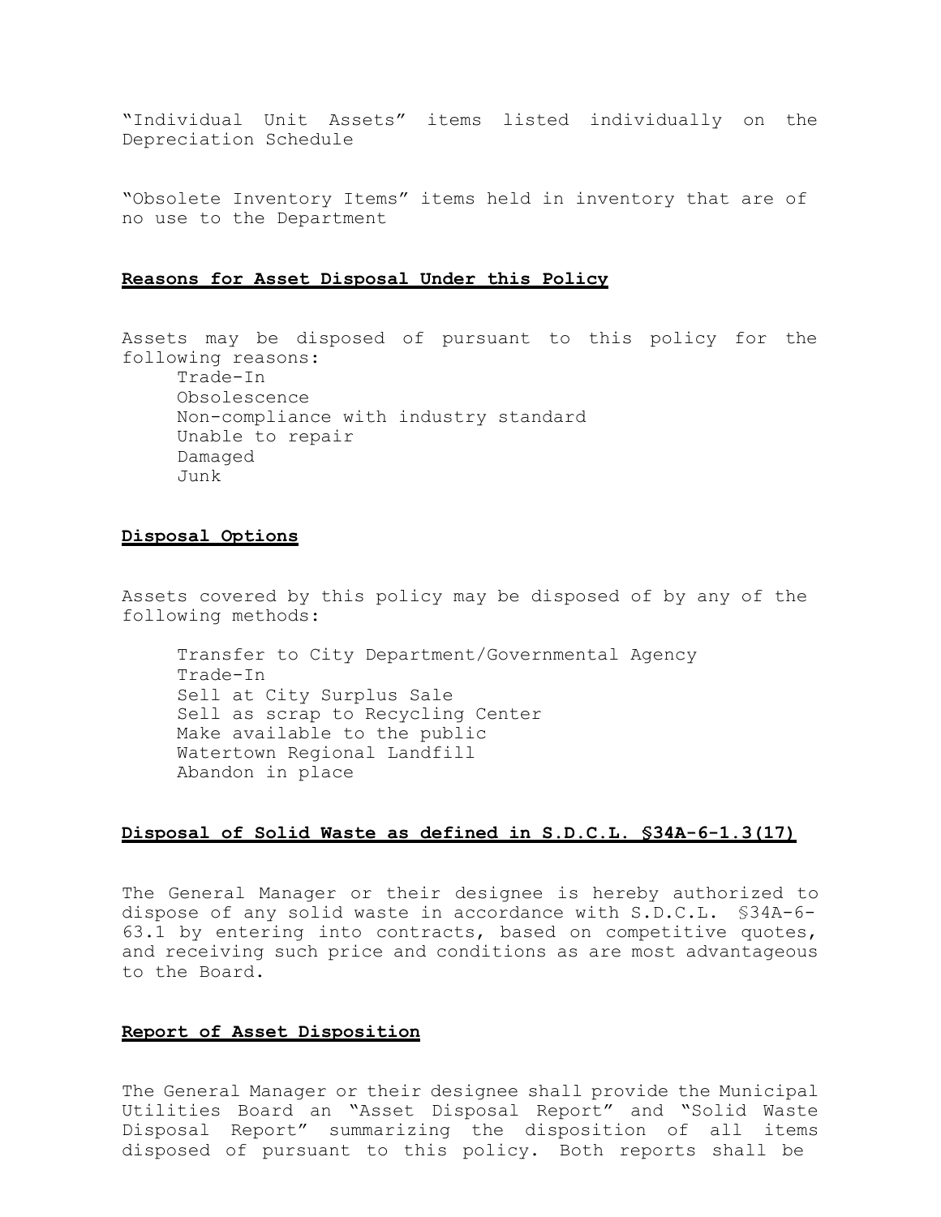"Individual Unit Assets" items listed individually on the Depreciation Schedule

"Obsolete Inventory Items" items held in inventory that are of no use to the Department

**Reasons for Asset Disposal Under this Policy**

Assets may be disposed of pursuant to this policy for the following reasons:

- Trade-In
- Obsolescence
- Non-compliance with industry standard
- Unable to repair
- Damaged
- Junk

**Disposal Options**

Assets covered by this policy may be disposed of by any of the following methods:

- Transfer to City Department/Governmental Agency
- Trade-In
- Sell at City Surplus Sale
- Sell as scrap to Recycling Center
- Make available to the public
- Watertown Regional Landfill
- Abandon in place

**Disposal of Solid Waste as defined in S.D.C.L. §34A-6-1.3(17)**

The General Manager or their designee is hereby authorized to dispose of any solid waste in accordance with S.D.C.L. §34A-6-63.1 by entering into contracts, based on competitive quotes, and receiving such price and conditions as are most advantageous to the Board.

**Report of Asset Disposition**

The General Manager or their designee shall provide the Municipal Utilities Board an "Asset Disposal Report" and "Solid Waste Disposal Report" summarizing the disposition of all items disposed of pursuant to this policy. Both reports shall be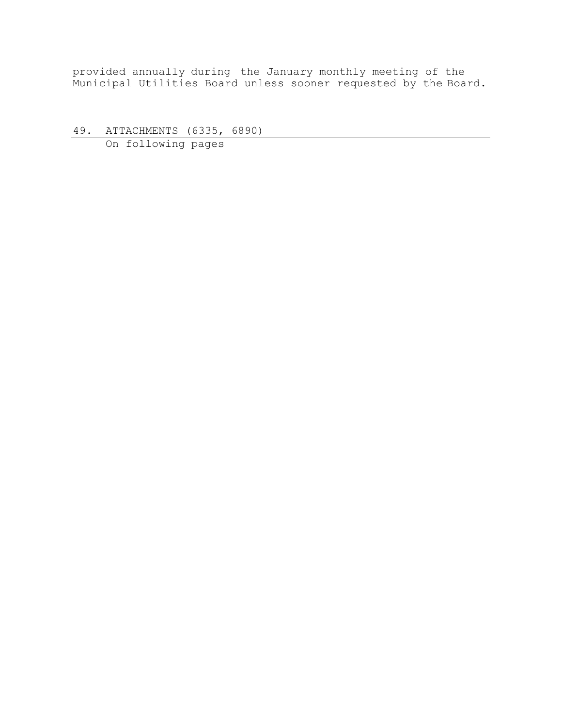provided annually during the January monthly meeting of the Municipal Utilities Board unless sooner requested by the Board.

## 49. ATTACHMENTS (6335, 6890)

On following pages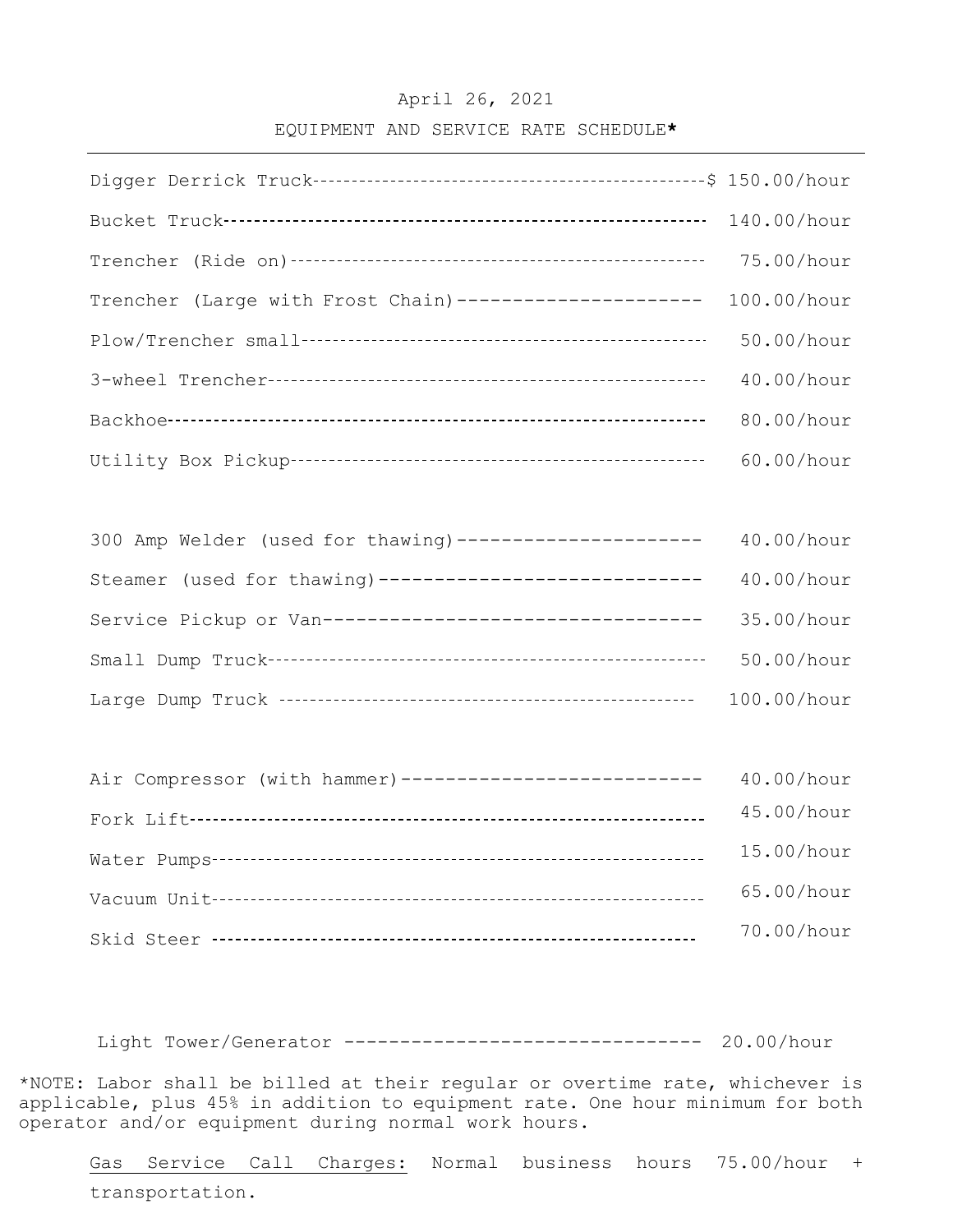April 26, 2021

EQUIPMENT AND SERVICE RATE SCHEDULE*

| Equipment | Rate |
|---|---|
| Digger Derrick Truck | $ 150.00/hour |
| Bucket Truck | 140.00/hour |
| Trencher (Ride on) | 75.00/hour |
| Trencher (Large with Frost Chain) | 100.00/hour |
| Plow/Trencher small | 50.00/hour |
| 3-wheel Trencher | 40.00/hour |
| Backhoe | 80.00/hour |
| Utility Box Pickup | 60.00/hour |
| | |
| 300 Amp Welder (used for thawing) | 40.00/hour |
| Steamer (used for thawing) | 40.00/hour |
| Service Pickup or Van | 35.00/hour |
| Small Dump Truck | 50.00/hour |
| Large Dump Truck | 100.00/hour |
| | |
| Air Compressor (with hammer) | 40.00/hour |
| Fork Lift | 45.00/hour |
| Water Pumps | 15.00/hour |
| Vacuum Unit | 65.00/hour |
| Skid Steer | 70.00/hour |
| | |
| Light Tower/Generator | 20.00/hour |

*NOTE: Labor shall be billed at their regular or overtime rate, whichever is applicable, plus 45% in addition to equipment rate. One hour minimum for both operator and/or equipment during normal work hours.

Gas Service Call Charges: Normal business hours 75.00/hour + transportation.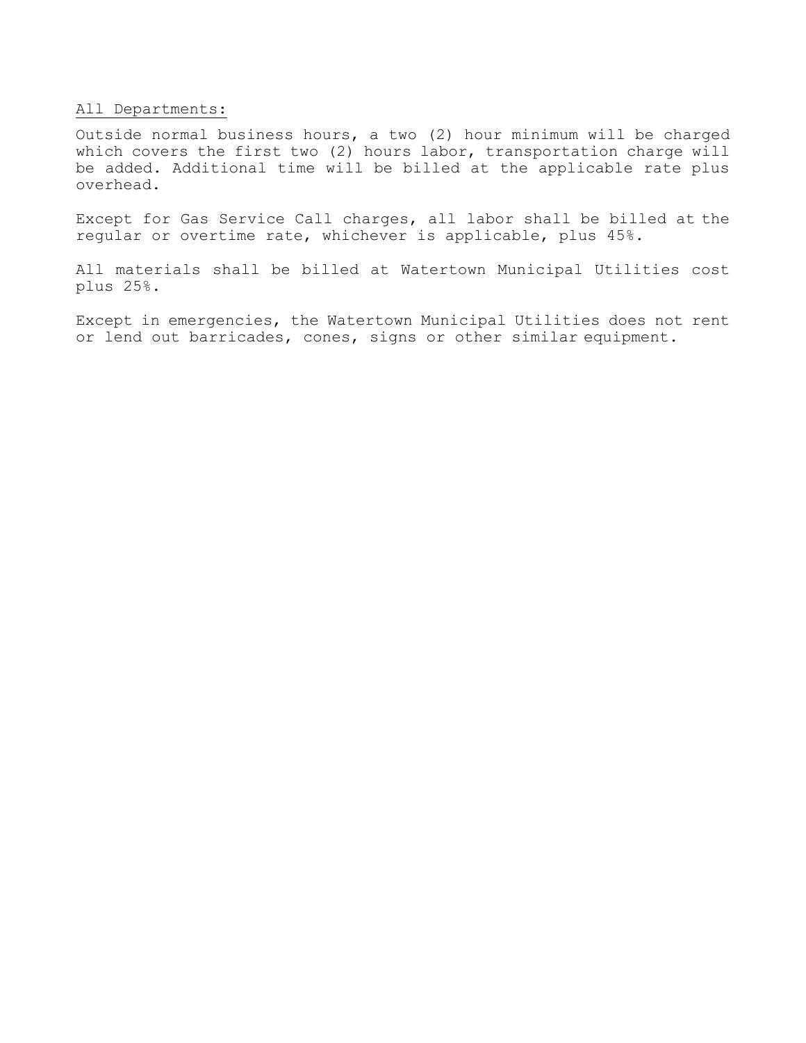All Departments:

Outside normal business hours, a two (2) hour minimum will be charged which covers the first two (2) hours labor, transportation charge will be added. Additional time will be billed at the applicable rate plus overhead.

Except for Gas Service Call charges, all labor shall be billed at the regular or overtime rate, whichever is applicable, plus 45%.

All materials shall be billed at Watertown Municipal Utilities cost plus 25%.

Except in emergencies, the Watertown Municipal Utilities does not rent or lend out barricades, cones, signs or other similar equipment.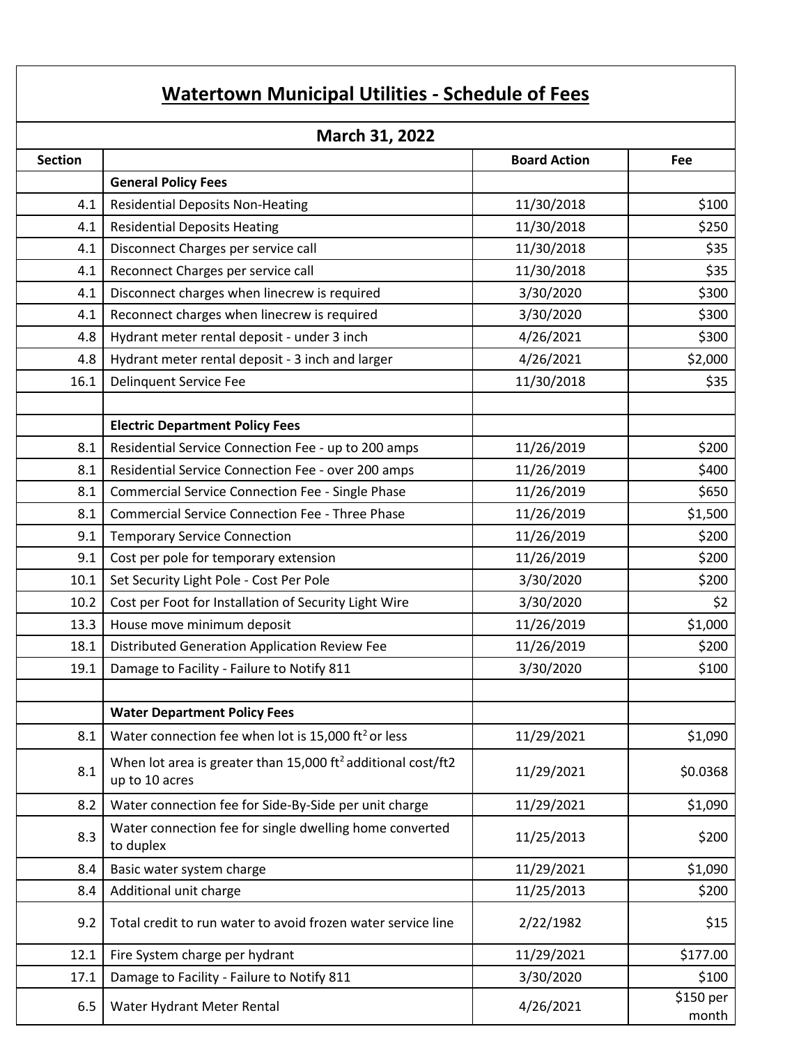# Watertown Municipal Utilities - Schedule of Fees

## March 31, 2022

| Section | | Board Action | Fee |
|---|---|---|---|
| | **General Policy Fees** | | |
| 4.1 | Residential Deposits Non-Heating | 11/30/2018 | $100 |
| 4.1 | Residential Deposits Heating | 11/30/2018 | $250 |
| 4.1 | Disconnect Charges per service call | 11/30/2018 | $35 |
| 4.1 | Reconnect Charges per service call | 11/30/2018 | $35 |
| 4.1 | Disconnect charges when linecrew is required | 3/30/2020 | $300 |
| 4.1 | Reconnect charges when linecrew is required | 3/30/2020 | $300 |
| 4.8 | Hydrant meter rental deposit - under 3 inch | 4/26/2021 | $300 |
| 4.8 | Hydrant meter rental deposit - 3 inch and larger | 4/26/2021 | $2,000 |
| 16.1 | Delinquent Service Fee | 11/30/2018 | $35 |
| | | | |
| | **Electric Department Policy Fees** | | |
| 8.1 | Residential Service Connection Fee - up to 200 amps | 11/26/2019 | $200 |
| 8.1 | Residential Service Connection Fee - over 200 amps | 11/26/2019 | $400 |
| 8.1 | Commercial Service Connection Fee - Single Phase | 11/26/2019 | $650 |
| 8.1 | Commercial Service Connection Fee - Three Phase | 11/26/2019 | $1,500 |
| 9.1 | Temporary Service Connection | 11/26/2019 | $200 |
| 9.1 | Cost per pole for temporary extension | 11/26/2019 | $200 |
| 10.1 | Set Security Light Pole - Cost Per Pole | 3/30/2020 | $200 |
| 10.2 | Cost per Foot for Installation of Security Light Wire | 3/30/2020 | $2 |
| 13.3 | House move minimum deposit | 11/26/2019 | $1,000 |
| 18.1 | Distributed Generation Application Review Fee | 11/26/2019 | $200 |
| 19.1 | Damage to Facility - Failure to Notify 811 | 3/30/2020 | $100 |
| | | | |
| | **Water Department Policy Fees** | | |
| 8.1 | Water connection fee when lot is 15,000 $ft^2$ or less | 11/29/2021 | $1,090 |
| 8.1 | When lot area is greater than 15,000 $ft^2$ additional cost/ft2 up to 10 acres | 11/29/2021 | $0.0368 |
| 8.2 | Water connection fee for Side-By-Side per unit charge | 11/29/2021 | $1,090 |
| 8.3 | Water connection fee for single dwelling home converted to duplex | 11/25/2013 | $200 |
| 8.4 | Basic water system charge | 11/29/2021 | $1,090 |
| 8.4 | Additional unit charge | 11/25/2013 | $200 |
| 9.2 | Total credit to run water to avoid frozen water service line | 2/22/1982 | $15 |
| 12.1 | Fire System charge per hydrant | 11/29/2021 | $177.00 |
| 17.1 | Damage to Facility - Failure to Notify 811 | 3/30/2020 | $100 |
| 6.5 | Water Hydrant Meter Rental | 4/26/2021 | $150 per month |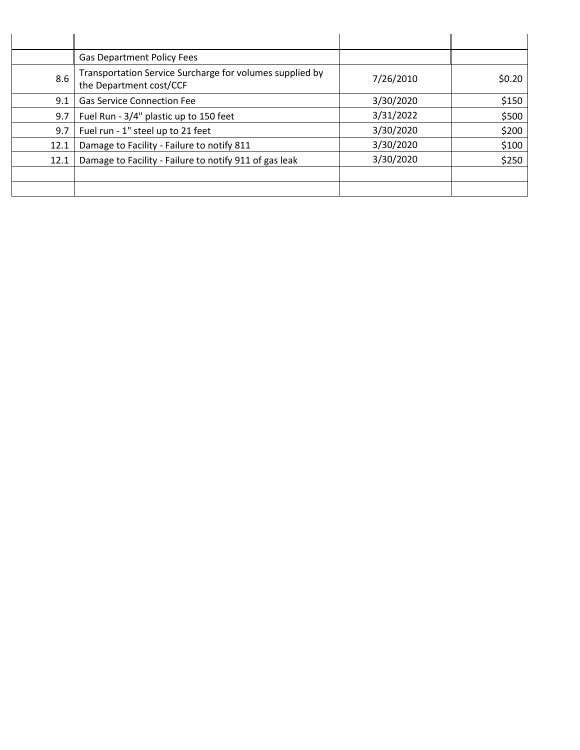| | | | |
|---|---|---|---|
| | Gas Department Policy Fees | | |
| 8.6 | Transportation Service Surcharge for volumes supplied by the Department cost/CCF | 7/26/2010 | $0.20 |
| 9.1 | Gas Service Connection Fee | 3/30/2020 | $150 |
| 9.7 | Fuel Run - 3/4" plastic up to 150 feet | 3/31/2022 | $500 |
| 9.7 | Fuel run - 1" steel up to 21 feet | 3/30/2020 | $200 |
| 12.1 | Damage to Facility - Failure to notify 811 | 3/30/2020 | $100 |
| 12.1 | Damage to Facility - Failure to notify 911 of gas leak | 3/30/2020 | $250 |
| | | | |
| | | | |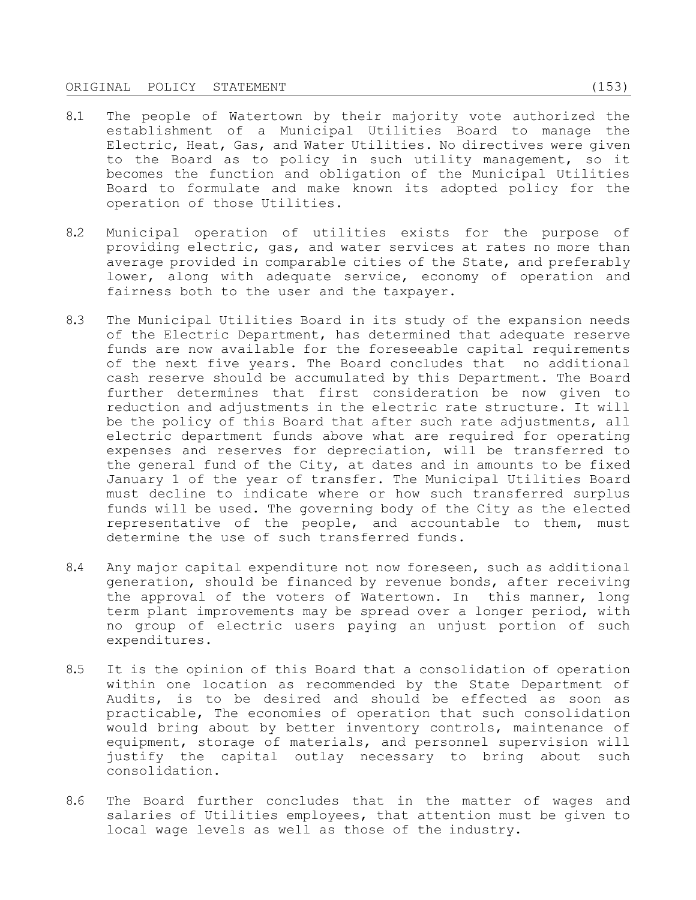8.1 The people of Watertown by their majority vote authorized the establishment of a Municipal Utilities Board to manage the Electric, Heat, Gas, and Water Utilities. No directives were given to the Board as to policy in such utility management, so it becomes the function and obligation of the Municipal Utilities Board to formulate and make known its adopted policy for the operation of those Utilities.

8.2 Municipal operation of utilities exists for the purpose of providing electric, gas, and water services at rates no more than average provided in comparable cities of the State, and preferably lower, along with adequate service, economy of operation and fairness both to the user and the taxpayer.

8.3 The Municipal Utilities Board in its study of the expansion needs of the Electric Department, has determined that adequate reserve funds are now available for the foreseeable capital requirements of the next five years. The Board concludes that no additional cash reserve should be accumulated by this Department. The Board further determines that first consideration be now given to reduction and adjustments in the electric rate structure. It will be the policy of this Board that after such rate adjustments, all electric department funds above what are required for operating expenses and reserves for depreciation, will be transferred to the general fund of the City, at dates and in amounts to be fixed January 1 of the year of transfer. The Municipal Utilities Board must decline to indicate where or how such transferred surplus funds will be used. The governing body of the City as the elected representative of the people, and accountable to them, must determine the use of such transferred funds.

8.4 Any major capital expenditure not now foreseen, such as additional generation, should be financed by revenue bonds, after receiving the approval of the voters of Watertown. In this manner, long term plant improvements may be spread over a longer period, with no group of electric users paying an unjust portion of such expenditures.

8.5 It is the opinion of this Board that a consolidation of operation within one location as recommended by the State Department of Audits, is to be desired and should be effected as soon as practicable, The economies of operation that such consolidation would bring about by better inventory controls, maintenance of equipment, storage of materials, and personnel supervision will justify the capital outlay necessary to bring about such consolidation.

8.6 The Board further concludes that in the matter of wages and salaries of Utilities employees, that attention must be given to local wage levels as well as those of the industry.